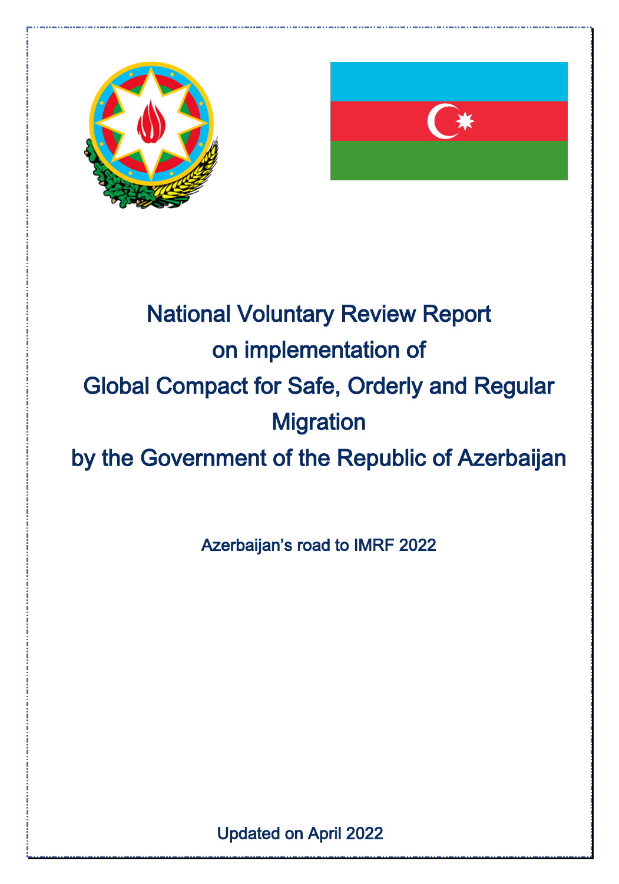# National Voluntary Review Report on implementation of Global Compact for Safe, Orderly and Regular Migration by the Government of the Republic of Azerbaijan

Azerbaijan's road to IMRF 2022

Updated on April 2022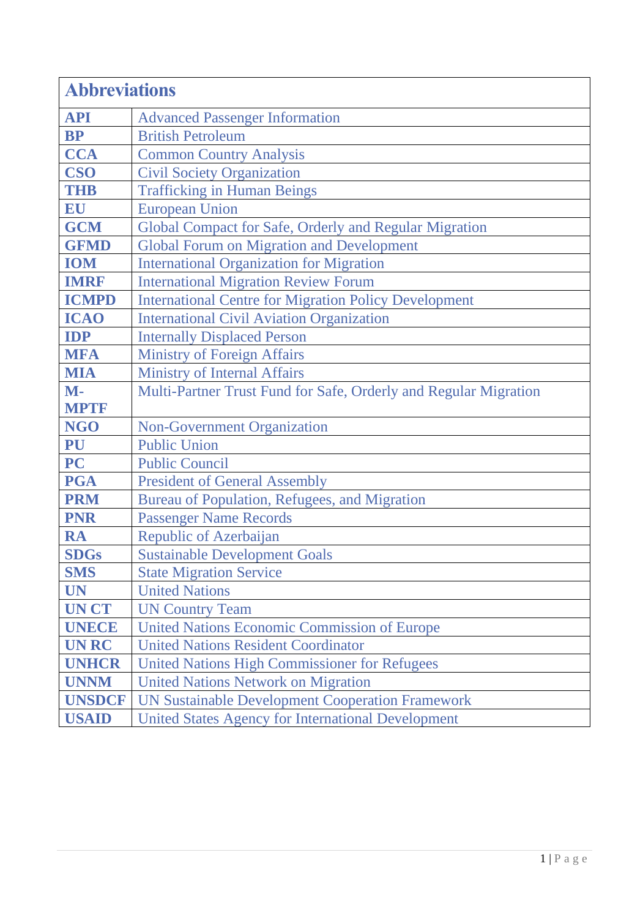| Abbreviations | |
|---|---|
| **API** | Advanced Passenger Information |
| **BP** | British Petroleum |
| **CCA** | Common Country Analysis |
| **CSO** | Civil Society Organization |
| **THB** | Trafficking in Human Beings |
| **EU** | European Union |
| **GCM** | Global Compact for Safe, Orderly and Regular Migration |
| **GFMD** | Global Forum on Migration and Development |
| **IOM** | International Organization for Migration |
| **IMRF** | International Migration Review Forum |
| **ICMPD** | International Centre for Migration Policy Development |
| **ICAO** | International Civil Aviation Organization |
| **IDP** | Internally Displaced Person |
| **MFA** | Ministry of Foreign Affairs |
| **MIA** | Ministry of Internal Affairs |
| **M-MPTF** | Multi-Partner Trust Fund for Safe, Orderly and Regular Migration |
| **NGO** | Non-Government Organization |
| **PU** | Public Union |
| **PC** | Public Council |
| **PGA** | President of General Assembly |
| **PRM** | Bureau of Population, Refugees, and Migration |
| **PNR** | Passenger Name Records |
| **RA** | Republic of Azerbaijan |
| **SDGs** | Sustainable Development Goals |
| **SMS** | State Migration Service |
| **UN** | United Nations |
| **UN CT** | UN Country Team |
| **UNECE** | United Nations Economic Commission of Europe |
| **UN RC** | United Nations Resident Coordinator |
| **UNHCR** | United Nations High Commissioner for Refugees |
| **UNNM** | United Nations Network on Migration |
| **UNSDCF** | UN Sustainable Development Cooperation Framework |
| **USAID** | United States Agency for International Development |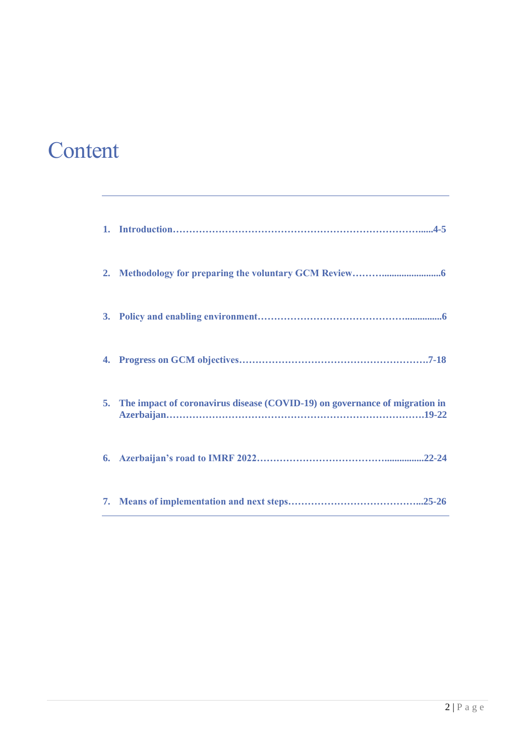# Content

1. **Introduction……………………………………………………………………......4-5**

2. **Methodology for preparing the voluntary GCM Review………........................6**

3. **Policy and enabling environment……………………………………….............6**

4. **Progress on GCM objectives………………………………………………….7-18**

5. **The impact of coronavirus disease (COVID-19) on governance of migration in Azerbaijan……………………………………………………………………….19-22**

6. **Azerbaijan's road to IMRF 2022………………………………….................22-24**

7. **Means of implementation and next steps…………………………………...25-26**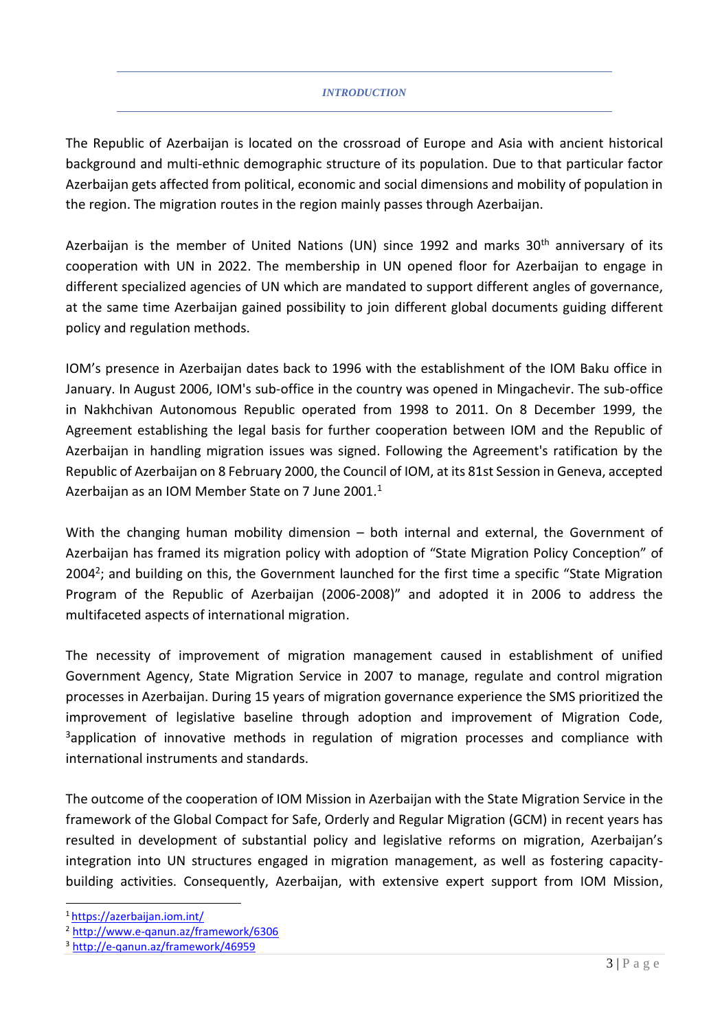## *INTRODUCTION*

The Republic of Azerbaijan is located on the crossroad of Europe and Asia with ancient historical background and multi-ethnic demographic structure of its population. Due to that particular factor Azerbaijan gets affected from political, economic and social dimensions and mobility of population in the region. The migration routes in the region mainly passes through Azerbaijan.

Azerbaijan is the member of United Nations (UN) since 1992 and marks 30th anniversary of its cooperation with UN in 2022. The membership in UN opened floor for Azerbaijan to engage in different specialized agencies of UN which are mandated to support different angles of governance, at the same time Azerbaijan gained possibility to join different global documents guiding different policy and regulation methods.

IOM's presence in Azerbaijan dates back to 1996 with the establishment of the IOM Baku office in January. In August 2006, IOM's sub-office in the country was opened in Mingachevir. The sub-office in Nakhchivan Autonomous Republic operated from 1998 to 2011. On 8 December 1999, the Agreement establishing the legal basis for further cooperation between IOM and the Republic of Azerbaijan in handling migration issues was signed. Following the Agreement's ratification by the Republic of Azerbaijan on 8 February 2000, the Council of IOM, at its 81st Session in Geneva, accepted Azerbaijan as an IOM Member State on 7 June 2001.[1]

With the changing human mobility dimension – both internal and external, the Government of Azerbaijan has framed its migration policy with adoption of "State Migration Policy Conception" of 2004[2]; and building on this, the Government launched for the first time a specific "State Migration Program of the Republic of Azerbaijan (2006-2008)" and adopted it in 2006 to address the multifaceted aspects of international migration.

The necessity of improvement of migration management caused in establishment of unified Government Agency, State Migration Service in 2007 to manage, regulate and control migration processes in Azerbaijan. During 15 years of migration governance experience the SMS prioritized the improvement of legislative baseline through adoption and improvement of Migration Code, [3]application of innovative methods in regulation of migration processes and compliance with international instruments and standards.

The outcome of the cooperation of IOM Mission in Azerbaijan with the State Migration Service in the framework of the Global Compact for Safe, Orderly and Regular Migration (GCM) in recent years has resulted in development of substantial policy and legislative reforms on migration, Azerbaijan's integration into UN structures engaged in migration management, as well as fostering capacity-building activities. Consequently, Azerbaijan, with extensive expert support from IOM Mission,

---

[1] https://azerbaijan.iom.int/

[2] http://www.e-qanun.az/framework/6306

[3] http://e-qanun.az/framework/46959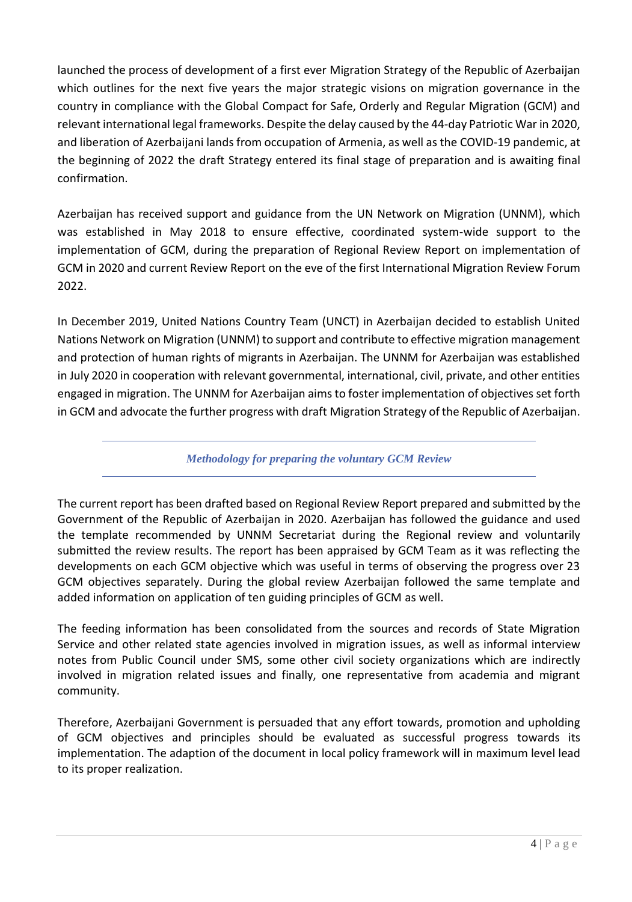launched the process of development of a first ever Migration Strategy of the Republic of Azerbaijan which outlines for the next five years the major strategic visions on migration governance in the country in compliance with the Global Compact for Safe, Orderly and Regular Migration (GCM) and relevant international legal frameworks. Despite the delay caused by the 44-day Patriotic War in 2020, and liberation of Azerbaijani lands from occupation of Armenia, as well as the COVID-19 pandemic, at the beginning of 2022 the draft Strategy entered its final stage of preparation and is awaiting final confirmation.

Azerbaijan has received support and guidance from the UN Network on Migration (UNNM), which was established in May 2018 to ensure effective, coordinated system-wide support to the implementation of GCM, during the preparation of Regional Review Report on implementation of GCM in 2020 and current Review Report on the eve of the first International Migration Review Forum 2022.

In December 2019, United Nations Country Team (UNCT) in Azerbaijan decided to establish United Nations Network on Migration (UNNM) to support and contribute to effective migration management and protection of human rights of migrants in Azerbaijan. The UNNM for Azerbaijan was established in July 2020 in cooperation with relevant governmental, international, civil, private, and other entities engaged in migration. The UNNM for Azerbaijan aims to foster implementation of objectives set forth in GCM and advocate the further progress with draft Migration Strategy of the Republic of Azerbaijan.

## *Methodology for preparing the voluntary GCM Review*

The current report has been drafted based on Regional Review Report prepared and submitted by the Government of the Republic of Azerbaijan in 2020. Azerbaijan has followed the guidance and used the template recommended by UNNM Secretariat during the Regional review and voluntarily submitted the review results. The report has been appraised by GCM Team as it was reflecting the developments on each GCM objective which was useful in terms of observing the progress over 23 GCM objectives separately. During the global review Azerbaijan followed the same template and added information on application of ten guiding principles of GCM as well.

The feeding information has been consolidated from the sources and records of State Migration Service and other related state agencies involved in migration issues, as well as informal interview notes from Public Council under SMS, some other civil society organizations which are indirectly involved in migration related issues and finally, one representative from academia and migrant community.

Therefore, Azerbaijani Government is persuaded that any effort towards, promotion and upholding of GCM objectives and principles should be evaluated as successful progress towards its implementation. The adaption of the document in local policy framework will in maximum level lead to its proper realization.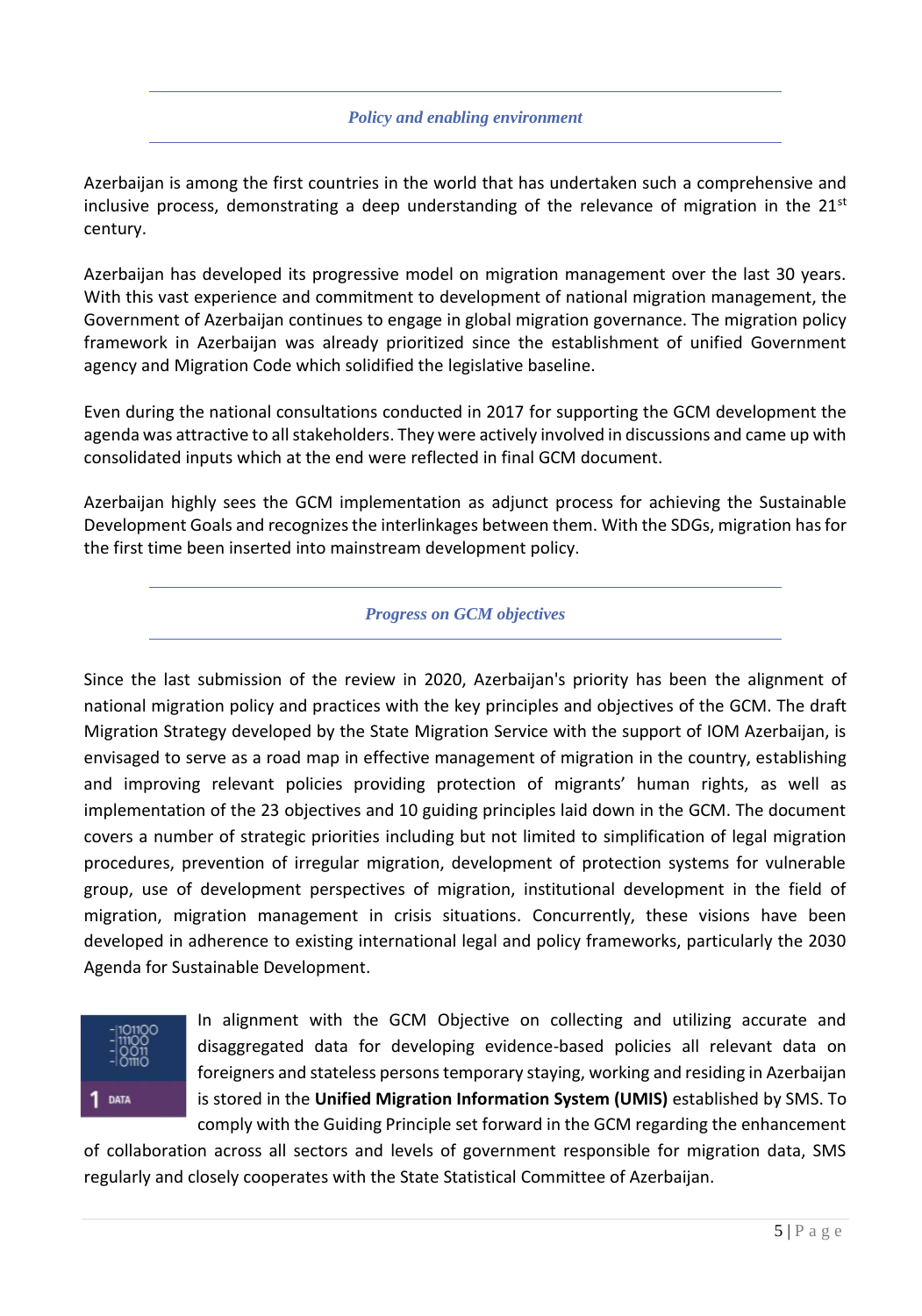*Policy and enabling environment*

Azerbaijan is among the first countries in the world that has undertaken such a comprehensive and inclusive process, demonstrating a deep understanding of the relevance of migration in the 21st century.

Azerbaijan has developed its progressive model on migration management over the last 30 years. With this vast experience and commitment to development of national migration management, the Government of Azerbaijan continues to engage in global migration governance. The migration policy framework in Azerbaijan was already prioritized since the establishment of unified Government agency and Migration Code which solidified the legislative baseline.

Even during the national consultations conducted in 2017 for supporting the GCM development the agenda was attractive to all stakeholders. They were actively involved in discussions and came up with consolidated inputs which at the end were reflected in final GCM document.

Azerbaijan highly sees the GCM implementation as adjunct process for achieving the Sustainable Development Goals and recognizes the interlinkages between them. With the SDGs, migration has for the first time been inserted into mainstream development policy.

*Progress on GCM objectives*

Since the last submission of the review in 2020, Azerbaijan's priority has been the alignment of national migration policy and practices with the key principles and objectives of the GCM. The draft Migration Strategy developed by the State Migration Service with the support of IOM Azerbaijan, is envisaged to serve as a road map in effective management of migration in the country, establishing and improving relevant policies providing protection of migrants' human rights, as well as implementation of the 23 objectives and 10 guiding principles laid down in the GCM. The document covers a number of strategic priorities including but not limited to simplification of legal migration procedures, prevention of irregular migration, development of protection systems for vulnerable group, use of development perspectives of migration, institutional development in the field of migration, migration management in crisis situations. Concurrently, these visions have been developed in adherence to existing international legal and policy frameworks, particularly the 2030 Agenda for Sustainable Development.

1 DATA

In alignment with the GCM Objective on collecting and utilizing accurate and disaggregated data for developing evidence-based policies all relevant data on foreigners and stateless persons temporary staying, working and residing in Azerbaijan is stored in the **Unified Migration Information System (UMIS)** established by SMS. To comply with the Guiding Principle set forward in the GCM regarding the enhancement of collaboration across all sectors and levels of government responsible for migration data, SMS regularly and closely cooperates with the State Statistical Committee of Azerbaijan.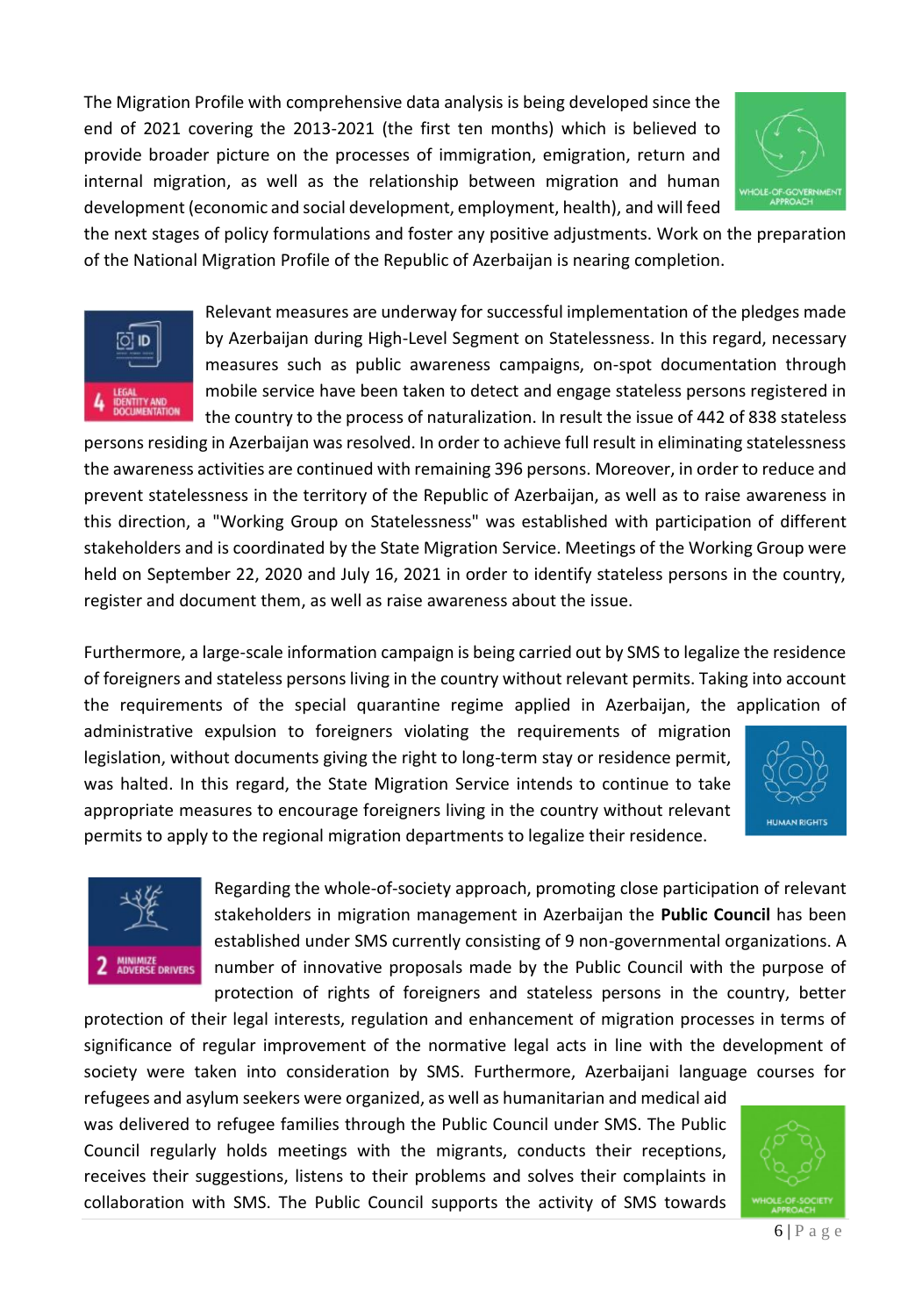The Migration Profile with comprehensive data analysis is being developed since the end of 2021 covering the 2013-2021 (the first ten months) which is believed to provide broader picture on the processes of immigration, emigration, return and internal migration, as well as the relationship between migration and human development (economic and social development, employment, health), and will feed the next stages of policy formulations and foster any positive adjustments. Work on the preparation of the National Migration Profile of the Republic of Azerbaijan is nearing completion.

Relevant measures are underway for successful implementation of the pledges made by Azerbaijan during High-Level Segment on Statelessness. In this regard, necessary measures such as public awareness campaigns, on-spot documentation through mobile service have been taken to detect and engage stateless persons registered in the country to the process of naturalization. In result the issue of 442 of 838 stateless persons residing in Azerbaijan was resolved. In order to achieve full result in eliminating statelessness the awareness activities are continued with remaining 396 persons. Moreover, in order to reduce and prevent statelessness in the territory of the Republic of Azerbaijan, as well as to raise awareness in this direction, a "Working Group on Statelessness" was established with participation of different stakeholders and is coordinated by the State Migration Service. Meetings of the Working Group were held on September 22, 2020 and July 16, 2021 in order to identify stateless persons in the country, register and document them, as well as raise awareness about the issue.

Furthermore, a large-scale information campaign is being carried out by SMS to legalize the residence of foreigners and stateless persons living in the country without relevant permits. Taking into account the requirements of the special quarantine regime applied in Azerbaijan, the application of administrative expulsion to foreigners violating the requirements of migration legislation, without documents giving the right to long-term stay or residence permit, was halted. In this regard, the State Migration Service intends to continue to take appropriate measures to encourage foreigners living in the country without relevant permits to apply to the regional migration departments to legalize their residence.

Regarding the whole-of-society approach, promoting close participation of relevant stakeholders in migration management in Azerbaijan the **Public Council** has been established under SMS currently consisting of 9 non-governmental organizations. A number of innovative proposals made by the Public Council with the purpose of protection of rights of foreigners and stateless persons in the country, better protection of their legal interests, regulation and enhancement of migration processes in terms of significance of regular improvement of the normative legal acts in line with the development of society were taken into consideration by SMS. Furthermore, Azerbaijani language courses for refugees and asylum seekers were organized, as well as humanitarian and medical aid was delivered to refugee families through the Public Council under SMS. The Public Council regularly holds meetings with the migrants, conducts their receptions, receives their suggestions, listens to their problems and solves their complaints in collaboration with SMS. The Public Council supports the activity of SMS towards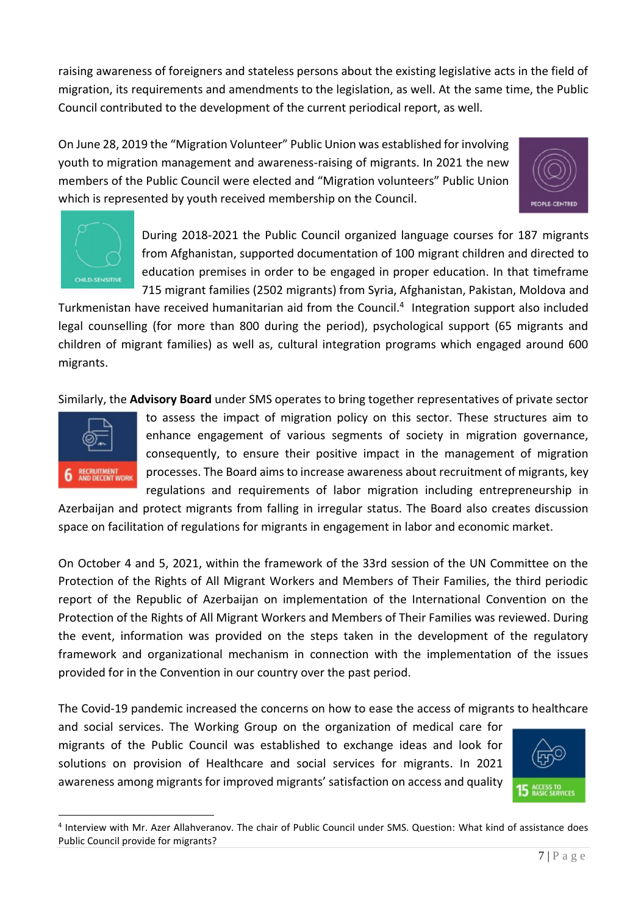raising awareness of foreigners and stateless persons about the existing legislative acts in the field of migration, its requirements and amendments to the legislation, as well. At the same time, the Public Council contributed to the development of the current periodical report, as well.

On June 28, 2019 the "Migration Volunteer" Public Union was established for involving youth to migration management and awareness-raising of migrants. In 2021 the new members of the Public Council were elected and "Migration volunteers" Public Union which is represented by youth received membership on the Council.

During 2018-2021 the Public Council organized language courses for 187 migrants from Afghanistan, supported documentation of 100 migrant children and directed to education premises in order to be engaged in proper education. In that timeframe 715 migrant families (2502 migrants) from Syria, Afghanistan, Pakistan, Moldova and Turkmenistan have received humanitarian aid from the Council.[4] Integration support also included legal counselling (for more than 800 during the period), psychological support (65 migrants and children of migrant families) as well as, cultural integration programs which engaged around 600 migrants.

Similarly, the **Advisory Board** under SMS operates to bring together representatives of private sector to assess the impact of migration policy on this sector. These structures aim to enhance engagement of various segments of society in migration governance, consequently, to ensure their positive impact in the management of migration processes. The Board aims to increase awareness about recruitment of migrants, key regulations and requirements of labor migration including entrepreneurship in Azerbaijan and protect migrants from falling in irregular status. The Board also creates discussion space on facilitation of regulations for migrants in engagement in labor and economic market.

On October 4 and 5, 2021, within the framework of the 33rd session of the UN Committee on the Protection of the Rights of All Migrant Workers and Members of Their Families, the third periodic report of the Republic of Azerbaijan on implementation of the International Convention on the Protection of the Rights of All Migrant Workers and Members of Their Families was reviewed. During the event, information was provided on the steps taken in the development of the regulatory framework and organizational mechanism in connection with the implementation of the issues provided for in the Convention in our country over the past period.

The Covid-19 pandemic increased the concerns on how to ease the access of migrants to healthcare and social services. The Working Group on the organization of medical care for migrants of the Public Council was established to exchange ideas and look for solutions on provision of Healthcare and social services for migrants. In 2021 awareness among migrants for improved migrants' satisfaction on access and quality

---

[4] Interview with Mr. Azer Allahveranov. The chair of Public Council under SMS. Question: What kind of assistance does Public Council provide for migrants?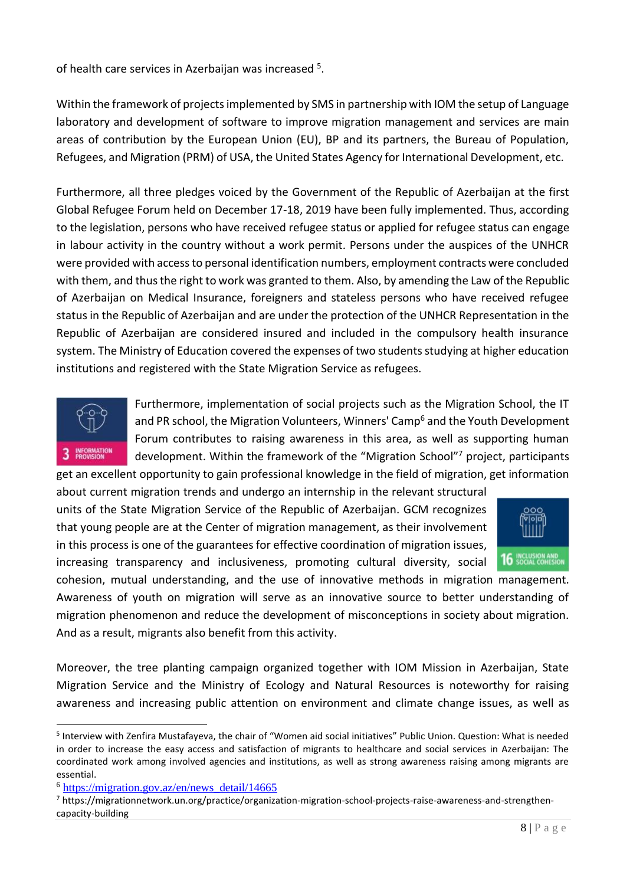of health care services in Azerbaijan was increased [5].

Within the framework of projects implemented by SMS in partnership with IOM the setup of Language laboratory and development of software to improve migration management and services are main areas of contribution by the European Union (EU), BP and its partners, the Bureau of Population, Refugees, and Migration (PRM) of USA, the United States Agency for International Development, etc.

Furthermore, all three pledges voiced by the Government of the Republic of Azerbaijan at the first Global Refugee Forum held on December 17-18, 2019 have been fully implemented. Thus, according to the legislation, persons who have received refugee status or applied for refugee status can engage in labour activity in the country without a work permit. Persons under the auspices of the UNHCR were provided with access to personal identification numbers, employment contracts were concluded with them, and thus the right to work was granted to them. Also, by amending the Law of the Republic of Azerbaijan on Medical Insurance, foreigners and stateless persons who have received refugee status in the Republic of Azerbaijan and are under the protection of the UNHCR Representation in the Republic of Azerbaijan are considered insured and included in the compulsory health insurance system. The Ministry of Education covered the expenses of two students studying at higher education institutions and registered with the State Migration Service as refugees.

3 INFORMATION PROVISION

Furthermore, implementation of social projects such as the Migration School, the IT and PR school, the Migration Volunteers, Winners' Camp[6] and the Youth Development Forum contributes to raising awareness in this area, as well as supporting human development. Within the framework of the "Migration School"[7] project, participants get an excellent opportunity to gain professional knowledge in the field of migration, get information about current migration trends and undergo an internship in the relevant structural units of the State Migration Service of the Republic of Azerbaijan. GCM recognizes that young people are at the Center of migration management, as their involvement in this process is one of the guarantees for effective coordination of migration issues, increasing transparency and inclusiveness, promoting cultural diversity, social cohesion, mutual understanding, and the use of innovative methods in migration management. Awareness of youth on migration will serve as an innovative source to better understanding of migration phenomenon and reduce the development of misconceptions in society about migration. And as a result, migrants also benefit from this activity.

16 INCLUSION AND SOCIAL COHESION

Moreover, the tree planting campaign organized together with IOM Mission in Azerbaijan, State Migration Service and the Ministry of Ecology and Natural Resources is noteworthy for raising awareness and increasing public attention on environment and climate change issues, as well as

---

[5] Interview with Zenfira Mustafayeva, the chair of "Women aid social initiatives" Public Union. Question: What is needed in order to increase the easy access and satisfaction of migrants to healthcare and social services in Azerbaijan: The coordinated work among involved agencies and institutions, as well as strong awareness raising among migrants are essential.

[6] https://migration.gov.az/en/news_detail/14665

[7] https://migrationnetwork.un.org/practice/organization-migration-school-projects-raise-awareness-and-strengthen-capacity-building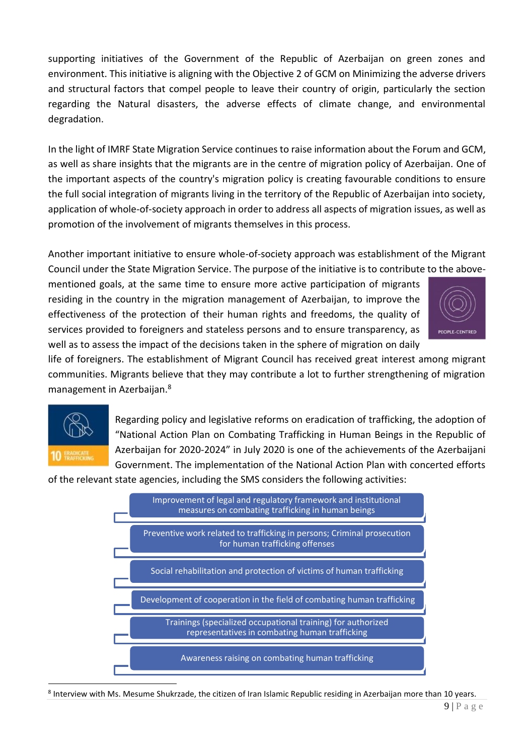supporting initiatives of the Government of the Republic of Azerbaijan on green zones and environment. This initiative is aligning with the Objective 2 of GCM on Minimizing the adverse drivers and structural factors that compel people to leave their country of origin, particularly the section regarding the Natural disasters, the adverse effects of climate change, and environmental degradation.

In the light of IMRF State Migration Service continues to raise information about the Forum and GCM, as well as share insights that the migrants are in the centre of migration policy of Azerbaijan. One of the important aspects of the country's migration policy is creating favourable conditions to ensure the full social integration of migrants living in the territory of the Republic of Azerbaijan into society, application of whole-of-society approach in order to address all aspects of migration issues, as well as promotion of the involvement of migrants themselves in this process.

Another important initiative to ensure whole-of-society approach was establishment of the Migrant Council under the State Migration Service. The purpose of the initiative is to contribute to the above-mentioned goals, at the same time to ensure more active participation of migrants residing in the country in the migration management of Azerbaijan, to improve the effectiveness of the protection of their human rights and freedoms, the quality of services provided to foreigners and stateless persons and to ensure transparency, as well as to assess the impact of the decisions taken in the sphere of migration on daily life of foreigners. The establishment of Migrant Council has received great interest among migrant communities. Migrants believe that they may contribute a lot to further strengthening of migration management in Azerbaijan.[8]

Regarding policy and legislative reforms on eradication of trafficking, the adoption of "National Action Plan on Combating Trafficking in Human Beings in the Republic of Azerbaijan for 2020-2024" in July 2020 is one of the achievements of the Azerbaijani Government. The implementation of the National Action Plan with concerted efforts of the relevant state agencies, including the SMS considers the following activities:

- Improvement of legal and regulatory framework and institutional measures on combating trafficking in human beings
- Preventive work related to trafficking in persons; Criminal prosecution for human trafficking offenses
- Social rehabilitation and protection of victims of human trafficking
- Development of cooperation in the field of combating human trafficking
- Trainings (specialized occupational training) for authorized representatives in combating human trafficking
- Awareness raising on combating human trafficking

[8] Interview with Ms. Mesume Shukrzade, the citizen of Iran Islamic Republic residing in Azerbaijan more than 10 years.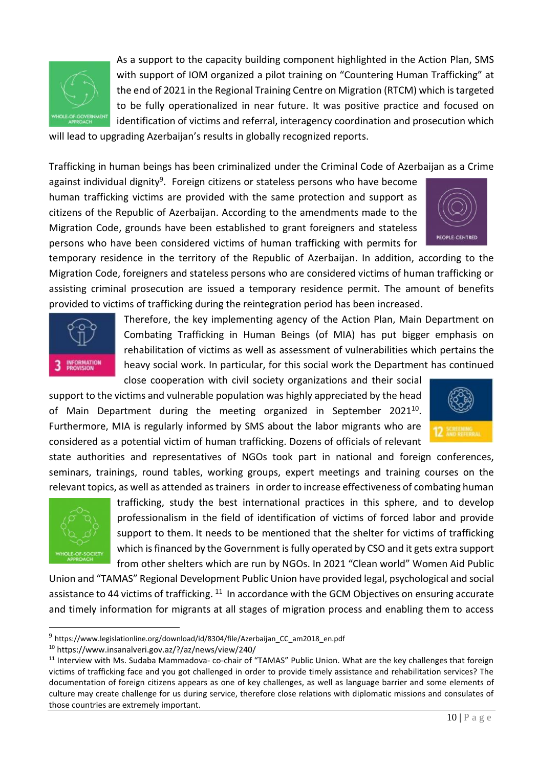As a support to the capacity building component highlighted in the Action Plan, SMS with support of IOM organized a pilot training on "Countering Human Trafficking" at the end of 2021 in the Regional Training Centre on Migration (RTCM) which is targeted to be fully operationalized in near future. It was positive practice and focused on identification of victims and referral, interagency coordination and prosecution which will lead to upgrading Azerbaijan's results in globally recognized reports.

Trafficking in human beings has been criminalized under the Criminal Code of Azerbaijan as a Crime against individual dignity[9]. Foreign citizens or stateless persons who have become human trafficking victims are provided with the same protection and support as citizens of the Republic of Azerbaijan. According to the amendments made to the Migration Code, grounds have been established to grant foreigners and stateless persons who have been considered victims of human trafficking with permits for temporary residence in the territory of the Republic of Azerbaijan. In addition, according to the Migration Code, foreigners and stateless persons who are considered victims of human trafficking or assisting criminal prosecution are issued a temporary residence permit. The amount of benefits provided to victims of trafficking during the reintegration period has been increased.

Therefore, the key implementing agency of the Action Plan, Main Department on Combating Trafficking in Human Beings (of MIA) has put bigger emphasis on rehabilitation of victims as well as assessment of vulnerabilities which pertains the heavy social work. In particular, for this social work the Department has continued close cooperation with civil society organizations and their social support to the victims and vulnerable population was highly appreciated by the head of Main Department during the meeting organized in September 2021[10]. Furthermore, MIA is regularly informed by SMS about the labor migrants who are considered as a potential victim of human trafficking. Dozens of officials of relevant state authorities and representatives of NGOs took part in national and foreign conferences, seminars, trainings, round tables, working groups, expert meetings and training courses on the relevant topics, as well as attended as trainers in order to increase effectiveness of combating human trafficking, study the best international practices in this sphere, and to develop professionalism in the field of identification of victims of forced labor and provide support to them. It needs to be mentioned that the shelter for victims of trafficking which is financed by the Government is fully operated by CSO and it gets extra support from other shelters which are run by NGOs. In 2021 "Clean world" Women Aid Public Union and "TAMAS" Regional Development Public Union have provided legal, psychological and social assistance to 44 victims of trafficking.[11] In accordance with the GCM Objectives on ensuring accurate and timely information for migrants at all stages of migration process and enabling them to access

---

[9] https://www.legislationline.org/download/id/8304/file/Azerbaijan_CC_am2018_en.pdf

[10] https://www.insanalveri.gov.az/?/az/news/view/240/

[11] Interview with Ms. Sudaba Mammadova- co-chair of "TAMAS" Public Union. What are the key challenges that foreign victims of trafficking face and you got challenged in order to provide timely assistance and rehabilitation services? The documentation of foreign citizens appears as one of key challenges, as well as language barrier and some elements of culture may create challenge for us during service, therefore close relations with diplomatic missions and consulates of those countries are extremely important.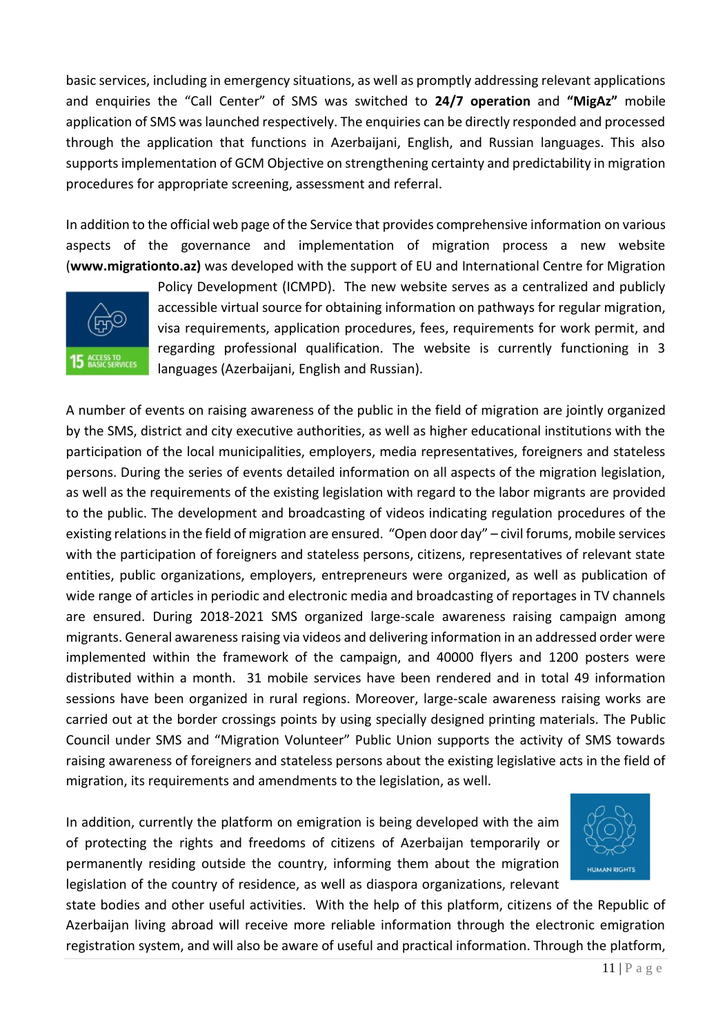basic services, including in emergency situations, as well as promptly addressing relevant applications and enquiries the "Call Center" of SMS was switched to **24/7 operation** and **"MigAz"** mobile application of SMS was launched respectively. The enquiries can be directly responded and processed through the application that functions in Azerbaijani, English, and Russian languages. This also supports implementation of GCM Objective on strengthening certainty and predictability in migration procedures for appropriate screening, assessment and referral.

In addition to the official web page of the Service that provides comprehensive information on various aspects of the governance and implementation of migration process a new website (**www.migrationto.az)** was developed with the support of EU and International Centre for Migration Policy Development (ICMPD). The new website serves as a centralized and publicly accessible virtual source for obtaining information on pathways for regular migration, visa requirements, application procedures, fees, requirements for work permit, and regarding professional qualification. The website is currently functioning in 3 languages (Azerbaijani, English and Russian).

A number of events on raising awareness of the public in the field of migration are jointly organized by the SMS, district and city executive authorities, as well as higher educational institutions with the participation of the local municipalities, employers, media representatives, foreigners and stateless persons. During the series of events detailed information on all aspects of the migration legislation, as well as the requirements of the existing legislation with regard to the labor migrants are provided to the public. The development and broadcasting of videos indicating regulation procedures of the existing relations in the field of migration are ensured. "Open door day" – civil forums, mobile services with the participation of foreigners and stateless persons, citizens, representatives of relevant state entities, public organizations, employers, entrepreneurs were organized, as well as publication of wide range of articles in periodic and electronic media and broadcasting of reportages in TV channels are ensured. During 2018-2021 SMS organized large-scale awareness raising campaign among migrants. General awareness raising via videos and delivering information in an addressed order were implemented within the framework of the campaign, and 40000 flyers and 1200 posters were distributed within a month. 31 mobile services have been rendered and in total 49 information sessions have been organized in rural regions. Moreover, large-scale awareness raising works are carried out at the border crossings points by using specially designed printing materials. The Public Council under SMS and "Migration Volunteer" Public Union supports the activity of SMS towards raising awareness of foreigners and stateless persons about the existing legislative acts in the field of migration, its requirements and amendments to the legislation, as well.

In addition, currently the platform on emigration is being developed with the aim of protecting the rights and freedoms of citizens of Azerbaijan temporarily or permanently residing outside the country, informing them about the migration legislation of the country of residence, as well as diaspora organizations, relevant state bodies and other useful activities. With the help of this platform, citizens of the Republic of Azerbaijan living abroad will receive more reliable information through the electronic emigration registration system, and will also be aware of useful and practical information. Through the platform,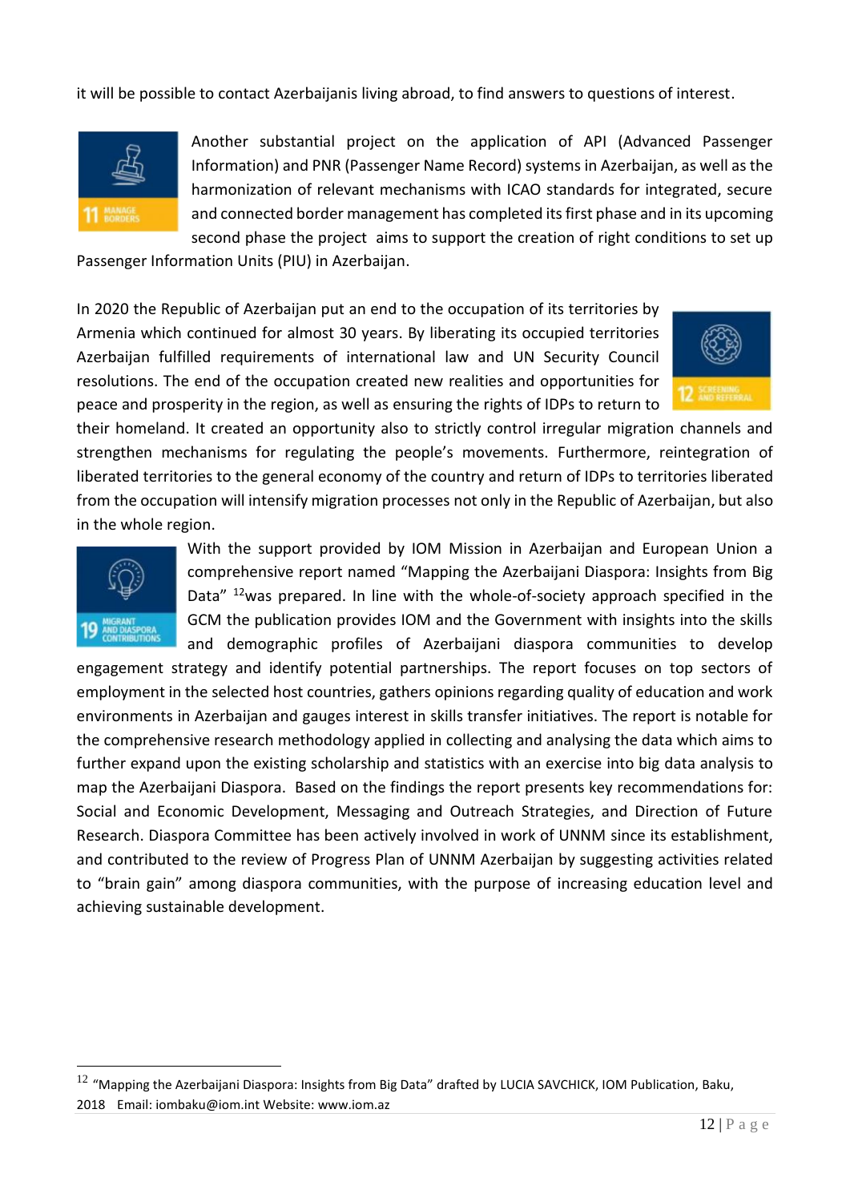it will be possible to contact Azerbaijanis living abroad, to find answers to questions of interest.

11 MANAGE BORDERS

Another substantial project on the application of API (Advanced Passenger Information) and PNR (Passenger Name Record) systems in Azerbaijan, as well as the harmonization of relevant mechanisms with ICAO standards for integrated, secure and connected border management has completed its first phase and in its upcoming second phase the project aims to support the creation of right conditions to set up Passenger Information Units (PIU) in Azerbaijan.

12 SCREENING AND REFERRAL

In 2020 the Republic of Azerbaijan put an end to the occupation of its territories by Armenia which continued for almost 30 years. By liberating its occupied territories Azerbaijan fulfilled requirements of international law and UN Security Council resolutions. The end of the occupation created new realities and opportunities for peace and prosperity in the region, as well as ensuring the rights of IDPs to return to their homeland. It created an opportunity also to strictly control irregular migration channels and strengthen mechanisms for regulating the people's movements. Furthermore, reintegration of liberated territories to the general economy of the country and return of IDPs to territories liberated from the occupation will intensify migration processes not only in the Republic of Azerbaijan, but also in the whole region.

19 MIGRANT AND DIASPORA CONTRIBUTIONS

With the support provided by IOM Mission in Azerbaijan and European Union a comprehensive report named "Mapping the Azerbaijani Diaspora: Insights from Big Data" [12]was prepared. In line with the whole-of-society approach specified in the GCM the publication provides IOM and the Government with insights into the skills and demographic profiles of Azerbaijani diaspora communities to develop engagement strategy and identify potential partnerships. The report focuses on top sectors of employment in the selected host countries, gathers opinions regarding quality of education and work environments in Azerbaijan and gauges interest in skills transfer initiatives. The report is notable for the comprehensive research methodology applied in collecting and analysing the data which aims to further expand upon the existing scholarship and statistics with an exercise into big data analysis to map the Azerbaijani Diaspora. Based on the findings the report presents key recommendations for: Social and Economic Development, Messaging and Outreach Strategies, and Direction of Future Research. Diaspora Committee has been actively involved in work of UNNM since its establishment, and contributed to the review of Progress Plan of UNNM Azerbaijan by suggesting activities related to "brain gain" among diaspora communities, with the purpose of increasing education level and achieving sustainable development.

---

[12] "Mapping the Azerbaijani Diaspora: Insights from Big Data" drafted by LUCIA SAVCHICK, IOM Publication, Baku, 2018 Email: iombaku@iom.int Website: www.iom.az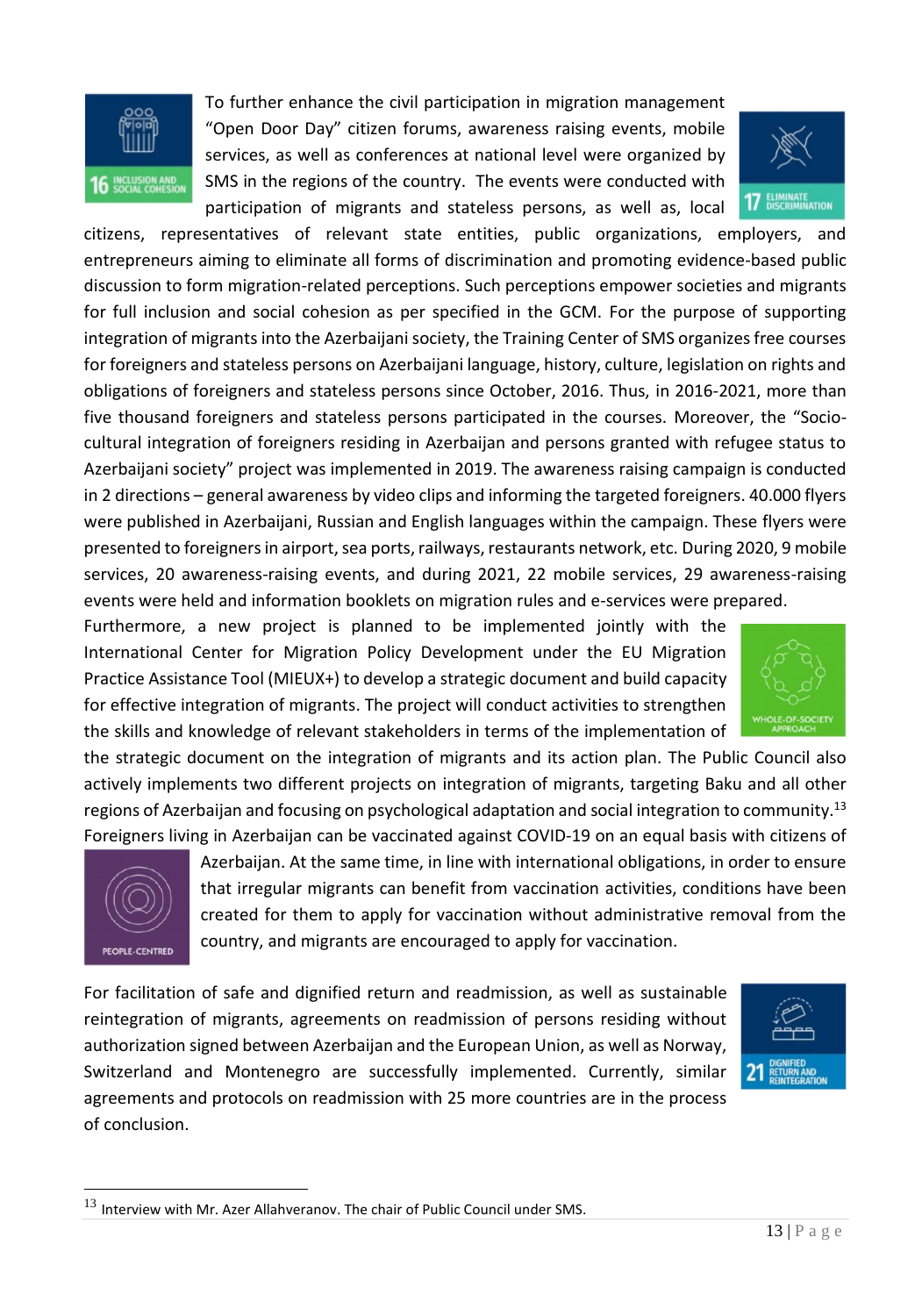To further enhance the civil participation in migration management "Open Door Day" citizen forums, awareness raising events, mobile services, as well as conferences at national level were organized by SMS in the regions of the country. The events were conducted with participation of migrants and stateless persons, as well as, local citizens, representatives of relevant state entities, public organizations, employers, and entrepreneurs aiming to eliminate all forms of discrimination and promoting evidence-based public discussion to form migration-related perceptions. Such perceptions empower societies and migrants for full inclusion and social cohesion as per specified in the GCM. For the purpose of supporting integration of migrants into the Azerbaijani society, the Training Center of SMS organizes free courses for foreigners and stateless persons on Azerbaijani language, history, culture, legislation on rights and obligations of foreigners and stateless persons since October, 2016. Thus, in 2016-2021, more than five thousand foreigners and stateless persons participated in the courses. Moreover, the "Socio-cultural integration of foreigners residing in Azerbaijan and persons granted with refugee status to Azerbaijani society" project was implemented in 2019. The awareness raising campaign is conducted in 2 directions – general awareness by video clips and informing the targeted foreigners. 40.000 flyers were published in Azerbaijani, Russian and English languages within the campaign. These flyers were presented to foreigners in airport, sea ports, railways, restaurants network, etc. During 2020, 9 mobile services, 20 awareness-raising events, and during 2021, 22 mobile services, 29 awareness-raising events were held and information booklets on migration rules and e-services were prepared.

Furthermore, a new project is planned to be implemented jointly with the International Center for Migration Policy Development under the EU Migration Practice Assistance Tool (MIEUX+) to develop a strategic document and build capacity for effective integration of migrants. The project will conduct activities to strengthen the skills and knowledge of relevant stakeholders in terms of the implementation of the strategic document on the integration of migrants and its action plan. The Public Council also actively implements two different projects on integration of migrants, targeting Baku and all other regions of Azerbaijan and focusing on psychological adaptation and social integration to community.[13]

Foreigners living in Azerbaijan can be vaccinated against COVID-19 on an equal basis with citizens of Azerbaijan. At the same time, in line with international obligations, in order to ensure that irregular migrants can benefit from vaccination activities, conditions have been created for them to apply for vaccination without administrative removal from the country, and migrants are encouraged to apply for vaccination.

For facilitation of safe and dignified return and readmission, as well as sustainable reintegration of migrants, agreements on readmission of persons residing without authorization signed between Azerbaijan and the European Union, as well as Norway, Switzerland and Montenegro are successfully implemented. Currently, similar agreements and protocols on readmission with 25 more countries are in the process of conclusion.

---

[13] Interview with Mr. Azer Allahveranov. The chair of Public Council under SMS.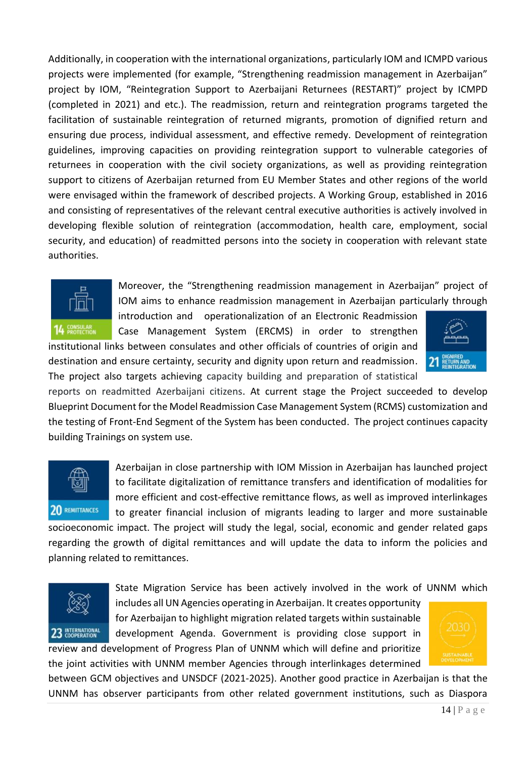Additionally, in cooperation with the international organizations, particularly IOM and ICMPD various projects were implemented (for example, "Strengthening readmission management in Azerbaijan" project by IOM, "Reintegration Support to Azerbaijani Returnees (RESTART)" project by ICMPD (completed in 2021) and etc.). The readmission, return and reintegration programs targeted the facilitation of sustainable reintegration of returned migrants, promotion of dignified return and ensuring due process, individual assessment, and effective remedy. Development of reintegration guidelines, improving capacities on providing reintegration support to vulnerable categories of returnees in cooperation with the civil society organizations, as well as providing reintegration support to citizens of Azerbaijan returned from EU Member States and other regions of the world were envisaged within the framework of described projects. A Working Group, established in 2016 and consisting of representatives of the relevant central executive authorities is actively involved in developing flexible solution of reintegration (accommodation, health care, employment, social security, and education) of readmitted persons into the society in cooperation with relevant state authorities.

14 CONSULAR PROTECTION

21 DIGNIFIED RETURN AND REINTEGRATION

Moreover, the "Strengthening readmission management in Azerbaijan" project of IOM aims to enhance readmission management in Azerbaijan particularly through introduction and operationalization of an Electronic Readmission Case Management System (ERCMS) in order to strengthen institutional links between consulates and other officials of countries of origin and destination and ensure certainty, security and dignity upon return and readmission. The project also targets achieving capacity building and preparation of statistical reports on readmitted Azerbaijani citizens. At current stage the Project succeeded to develop Blueprint Document for the Model Readmission Case Management System (RCMS) customization and the testing of Front-End Segment of the System has been conducted. The project continues capacity building Trainings on system use.

20 REMITTANCES

Azerbaijan in close partnership with IOM Mission in Azerbaijan has launched project to facilitate digitalization of remittance transfers and identification of modalities for more efficient and cost-effective remittance flows, as well as improved interlinkages to greater financial inclusion of migrants leading to larger and more sustainable socioeconomic impact. The project will study the legal, social, economic and gender related gaps regarding the growth of digital remittances and will update the data to inform the policies and planning related to remittances.

23 INTERNATIONAL COOPERATION

2030 SUSTAINABLE DEVELOPMENT

State Migration Service has been actively involved in the work of UNNM which includes all UN Agencies operating in Azerbaijan. It creates opportunity for Azerbaijan to highlight migration related targets within sustainable development Agenda. Government is providing close support in review and development of Progress Plan of UNNM which will define and prioritize the joint activities with UNNM member Agencies through interlinkages determined between GCM objectives and UNSDCF (2021-2025). Another good practice in Azerbaijan is that the UNNM has observer participants from other related government institutions, such as Diaspora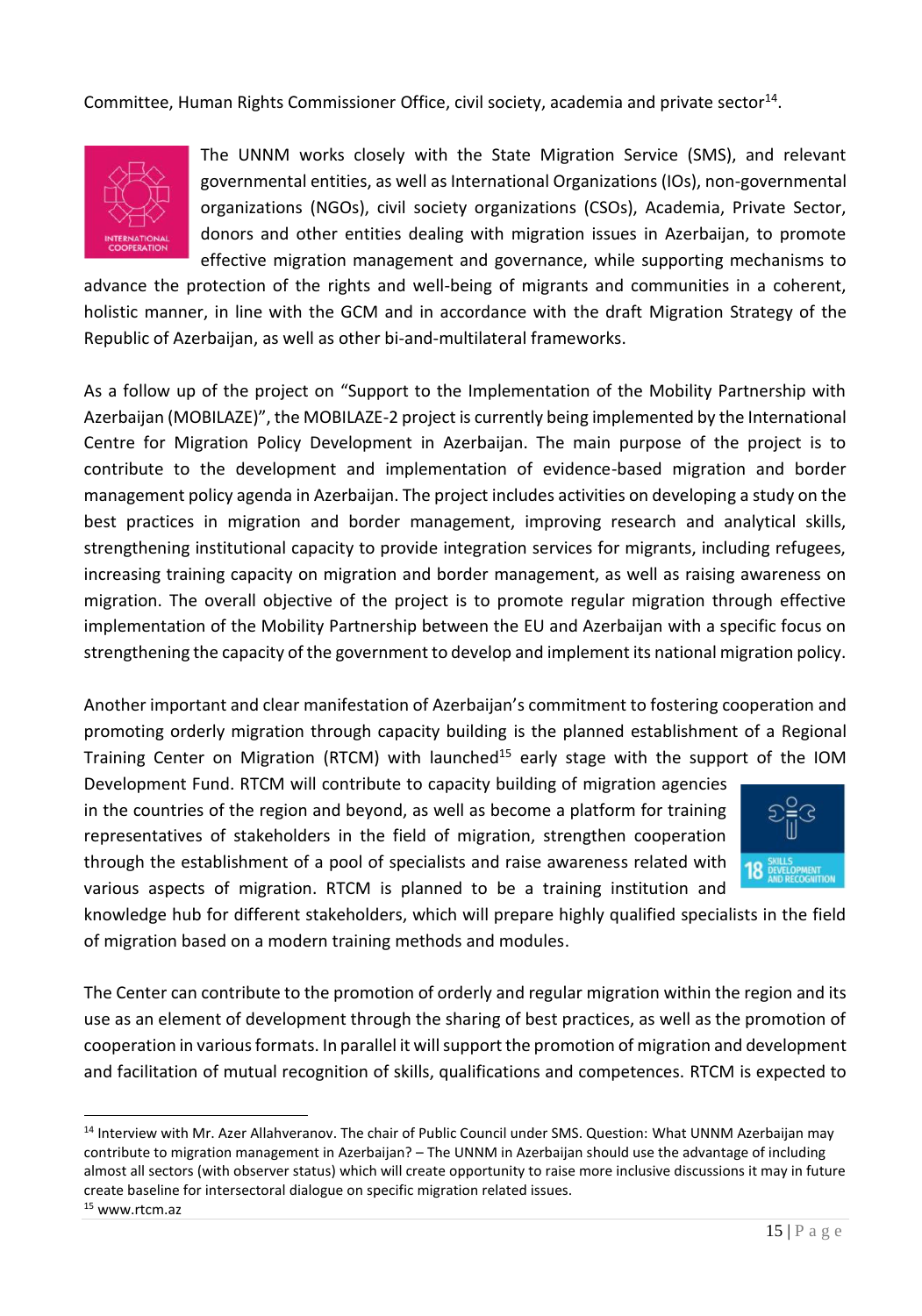Committee, Human Rights Commissioner Office, civil society, academia and private sector[14].

The UNNM works closely with the State Migration Service (SMS), and relevant governmental entities, as well as International Organizations (IOs), non-governmental organizations (NGOs), civil society organizations (CSOs), Academia, Private Sector, donors and other entities dealing with migration issues in Azerbaijan, to promote effective migration management and governance, while supporting mechanisms to advance the protection of the rights and well-being of migrants and communities in a coherent, holistic manner, in line with the GCM and in accordance with the draft Migration Strategy of the Republic of Azerbaijan, as well as other bi-and-multilateral frameworks.

As a follow up of the project on "Support to the Implementation of the Mobility Partnership with Azerbaijan (MOBILAZE)", the MOBILAZE-2 project is currently being implemented by the International Centre for Migration Policy Development in Azerbaijan. The main purpose of the project is to contribute to the development and implementation of evidence-based migration and border management policy agenda in Azerbaijan. The project includes activities on developing a study on the best practices in migration and border management, improving research and analytical skills, strengthening institutional capacity to provide integration services for migrants, including refugees, increasing training capacity on migration and border management, as well as raising awareness on migration. The overall objective of the project is to promote regular migration through effective implementation of the Mobility Partnership between the EU and Azerbaijan with a specific focus on strengthening the capacity of the government to develop and implement its national migration policy.

Another important and clear manifestation of Azerbaijan's commitment to fostering cooperation and promoting orderly migration through capacity building is the planned establishment of a Regional Training Center on Migration (RTCM) with launched[15] early stage with the support of the IOM Development Fund. RTCM will contribute to capacity building of migration agencies in the countries of the region and beyond, as well as become a platform for training representatives of stakeholders in the field of migration, strengthen cooperation through the establishment of a pool of specialists and raise awareness related with various aspects of migration. RTCM is planned to be a training institution and knowledge hub for different stakeholders, which will prepare highly qualified specialists in the field of migration based on a modern training methods and modules.

The Center can contribute to the promotion of orderly and regular migration within the region and its use as an element of development through the sharing of best practices, as well as the promotion of cooperation in various formats. In parallel it will support the promotion of migration and development and facilitation of mutual recognition of skills, qualifications and competences. RTCM is expected to

[14] Interview with Mr. Azer Allahveranov. The chair of Public Council under SMS. Question: What UNNM Azerbaijan may contribute to migration management in Azerbaijan? – The UNNM in Azerbaijan should use the advantage of including almost all sectors (with observer status) which will create opportunity to raise more inclusive discussions it may in future create baseline for intersectoral dialogue on specific migration related issues.

[15] www.rtcm.az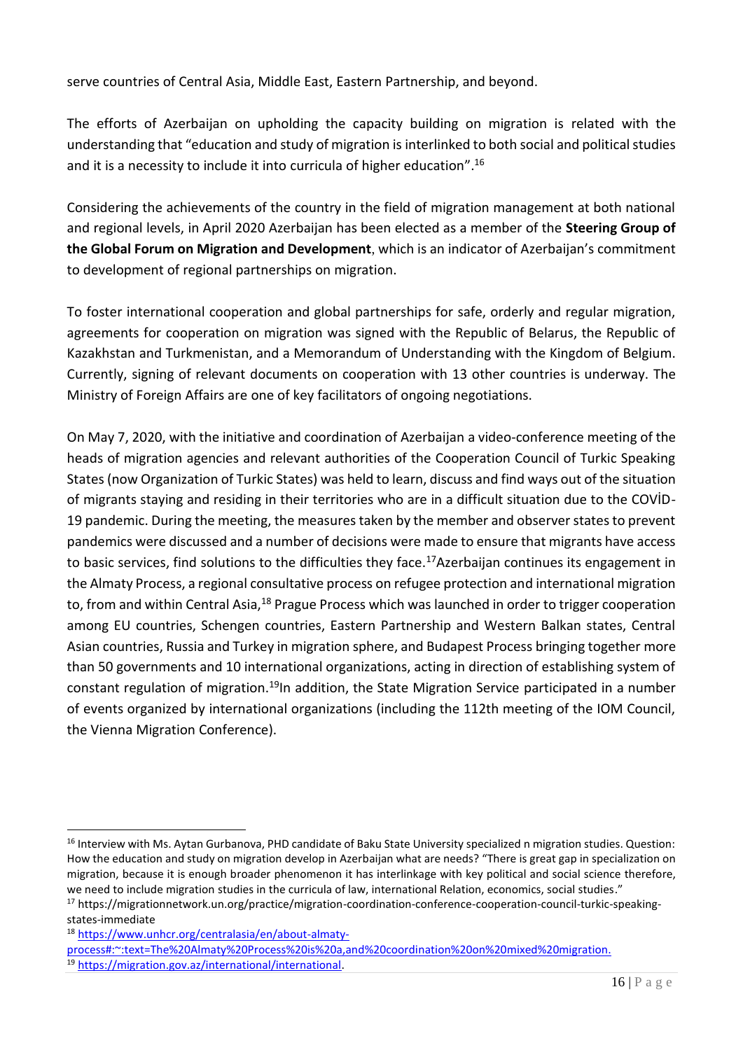serve countries of Central Asia, Middle East, Eastern Partnership, and beyond.

The efforts of Azerbaijan on upholding the capacity building on migration is related with the understanding that "education and study of migration is interlinked to both social and political studies and it is a necessity to include it into curricula of higher education".[16]

Considering the achievements of the country in the field of migration management at both national and regional levels, in April 2020 Azerbaijan has been elected as a member of the **Steering Group of the Global Forum on Migration and Development**, which is an indicator of Azerbaijan's commitment to development of regional partnerships on migration.

To foster international cooperation and global partnerships for safe, orderly and regular migration, agreements for cooperation on migration was signed with the Republic of Belarus, the Republic of Kazakhstan and Turkmenistan, and a Memorandum of Understanding with the Kingdom of Belgium. Currently, signing of relevant documents on cooperation with 13 other countries is underway. The Ministry of Foreign Affairs are one of key facilitators of ongoing negotiations.

On May 7, 2020, with the initiative and coordination of Azerbaijan a video-conference meeting of the heads of migration agencies and relevant authorities of the Cooperation Council of Turkic Speaking States (now Organization of Turkic States) was held to learn, discuss and find ways out of the situation of migrants staying and residing in their territories who are in a difficult situation due to the COVİD-19 pandemic. During the meeting, the measures taken by the member and observer states to prevent pandemics were discussed and a number of decisions were made to ensure that migrants have access to basic services, find solutions to the difficulties they face.[17] Azerbaijan continues its engagement in the Almaty Process, a regional consultative process on refugee protection and international migration to, from and within Central Asia,[18] Prague Process which was launched in order to trigger cooperation among EU countries, Schengen countries, Eastern Partnership and Western Balkan states, Central Asian countries, Russia and Turkey in migration sphere, and Budapest Process bringing together more than 50 governments and 10 international organizations, acting in direction of establishing system of constant regulation of migration.[19] In addition, the State Migration Service participated in a number of events organized by international organizations (including the 112th meeting of the IOM Council, the Vienna Migration Conference).

---

[16] Interview with Ms. Aytan Gurbanova, PHD candidate of Baku State University specialized n migration studies. Question: How the education and study on migration develop in Azerbaijan what are needs? "There is great gap in specialization on migration, because it is enough broader phenomenon it has interlinkage with key political and social science therefore, we need to include migration studies in the curricula of law, international Relation, economics, social studies."

[17] https://migrationnetwork.un.org/practice/migration-coordination-conference-cooperation-council-turkic-speaking-states-immediate

[18] https://www.unhcr.org/centralasia/en/about-almaty-process#:~:text=The%20Almaty%20Process%20is%20a,and%20coordination%20on%20mixed%20migration.

[19] https://migration.gov.az/international/international.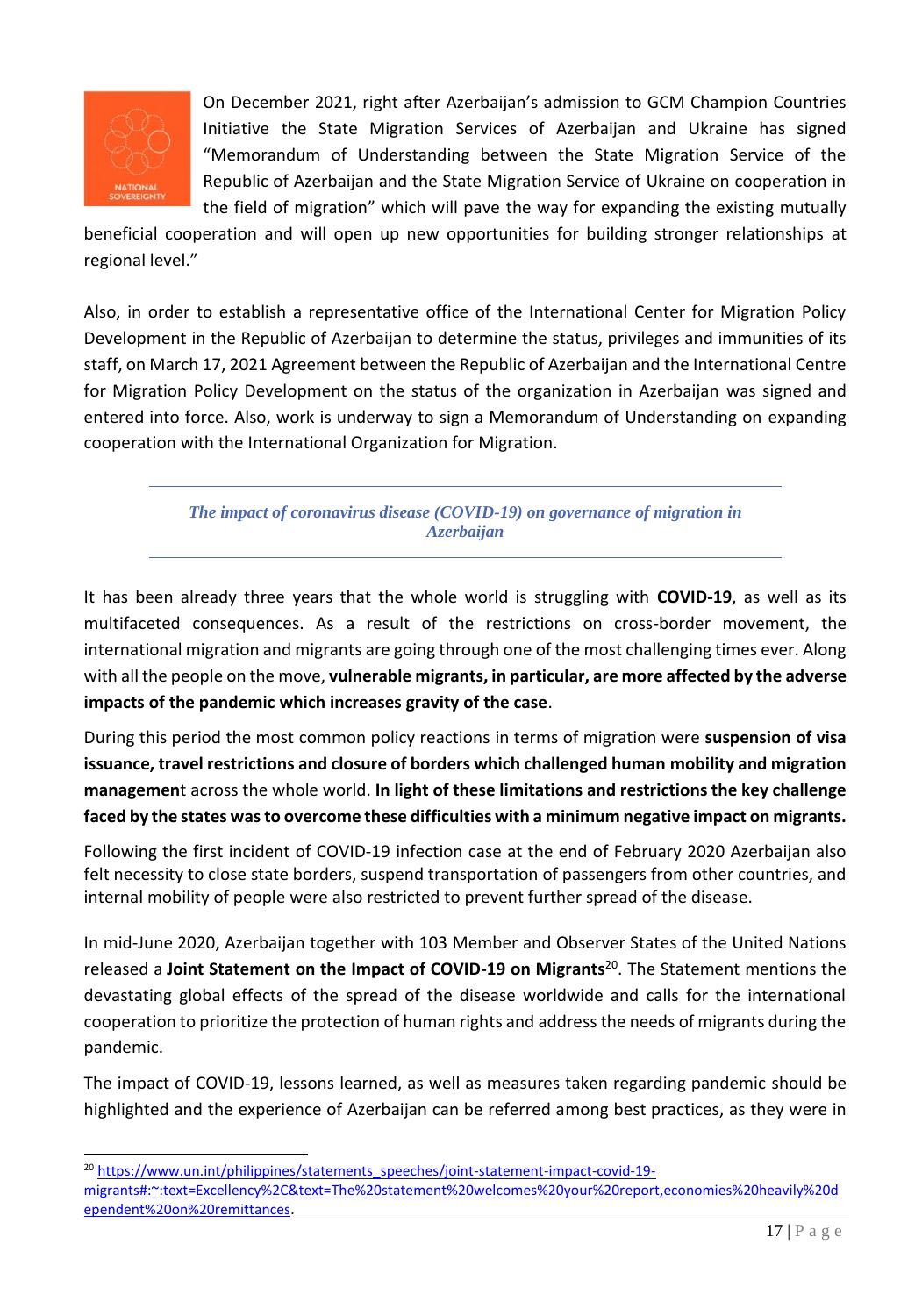On December 2021, right after Azerbaijan's admission to GCM Champion Countries Initiative the State Migration Services of Azerbaijan and Ukraine has signed "Memorandum of Understanding between the State Migration Service of the Republic of Azerbaijan and the State Migration Service of Ukraine on cooperation in the field of migration" which will pave the way for expanding the existing mutually beneficial cooperation and will open up new opportunities for building stronger relationships at regional level."

Also, in order to establish a representative office of the International Center for Migration Policy Development in the Republic of Azerbaijan to determine the status, privileges and immunities of its staff, on March 17, 2021 Agreement between the Republic of Azerbaijan and the International Centre for Migration Policy Development on the status of the organization in Azerbaijan was signed and entered into force. Also, work is underway to sign a Memorandum of Understanding on expanding cooperation with the International Organization for Migration.

## *The impact of coronavirus disease (COVID-19) on governance of migration in Azerbaijan*

It has been already three years that the whole world is struggling with **COVID-19**, as well as its multifaceted consequences. As a result of the restrictions on cross-border movement, the international migration and migrants are going through one of the most challenging times ever. Along with all the people on the move, **vulnerable migrants, in particular, are more affected by the adverse impacts of the pandemic which increases gravity of the case**.

During this period the most common policy reactions in terms of migration were **suspension of visa issuance, travel restrictions and closure of borders which challenged human mobility and migration managemen**t across the whole world. **In light of these limitations and restrictions the key challenge faced by the states was to overcome these difficulties with a minimum negative impact on migrants.**

Following the first incident of COVID-19 infection case at the end of February 2020 Azerbaijan also felt necessity to close state borders, suspend transportation of passengers from other countries, and internal mobility of people were also restricted to prevent further spread of the disease.

In mid-June 2020, Azerbaijan together with 103 Member and Observer States of the United Nations released a **Joint Statement on the Impact of COVID-19 on Migrants**[20]. The Statement mentions the devastating global effects of the spread of the disease worldwide and calls for the international cooperation to prioritize the protection of human rights and address the needs of migrants during the pandemic.

The impact of COVID-19, lessons learned, as well as measures taken regarding pandemic should be highlighted and the experience of Azerbaijan can be referred among best practices, as they were in

---

[20] https://www.un.int/philippines/statements_speeches/joint-statement-impact-covid-19-migrants#:~:text=Excellency%2C&text=The%20statement%20welcomes%20your%20report,economies%20heavily%20dependent%20on%20remittances.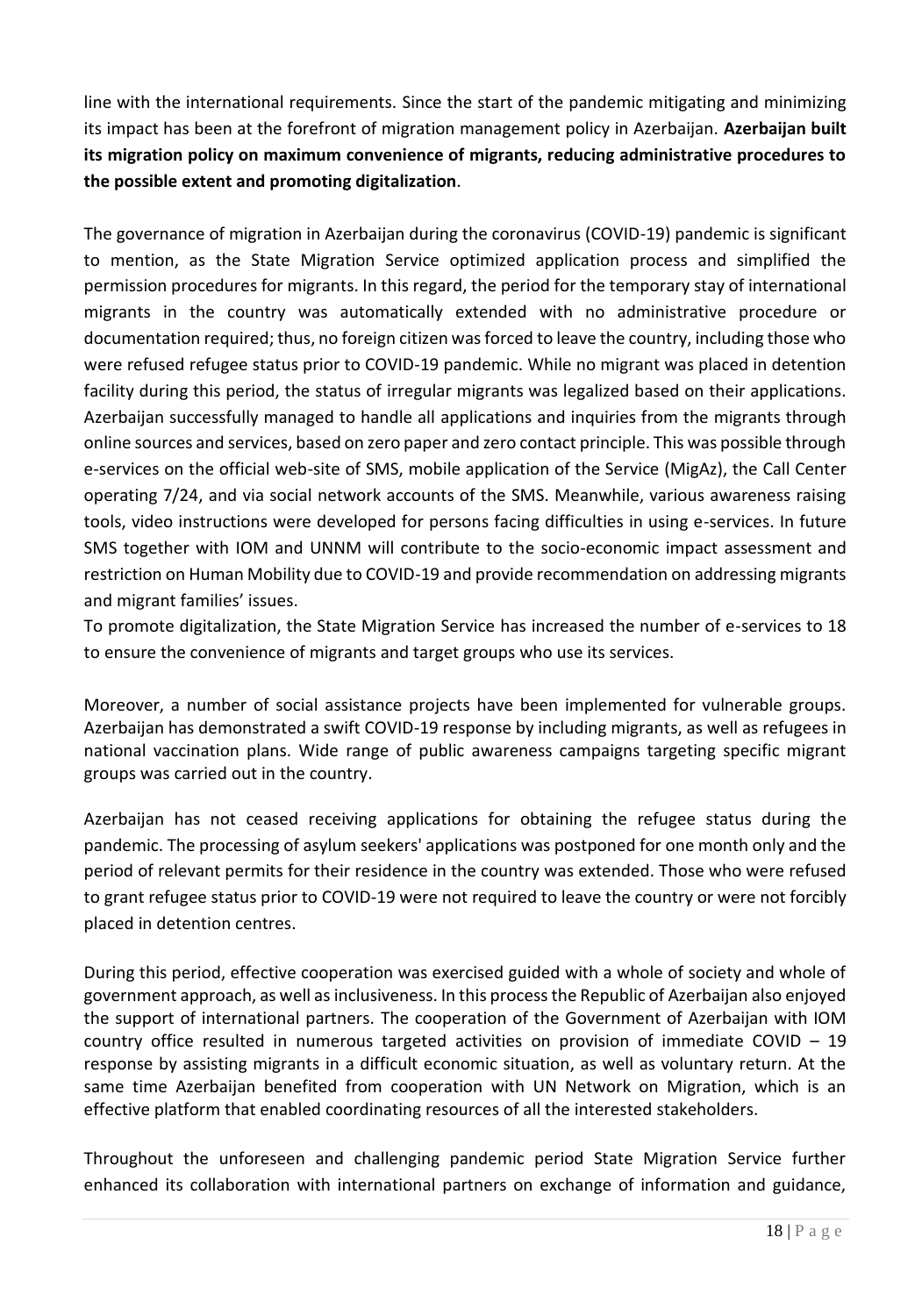line with the international requirements. Since the start of the pandemic mitigating and minimizing its impact has been at the forefront of migration management policy in Azerbaijan. **Azerbaijan built its migration policy on maximum convenience of migrants, reducing administrative procedures to the possible extent and promoting digitalization**.

The governance of migration in Azerbaijan during the coronavirus (COVID-19) pandemic is significant to mention, as the State Migration Service optimized application process and simplified the permission procedures for migrants. In this regard, the period for the temporary stay of international migrants in the country was automatically extended with no administrative procedure or documentation required; thus, no foreign citizen was forced to leave the country, including those who were refused refugee status prior to COVID-19 pandemic. While no migrant was placed in detention facility during this period, the status of irregular migrants was legalized based on their applications. Azerbaijan successfully managed to handle all applications and inquiries from the migrants through online sources and services, based on zero paper and zero contact principle. This was possible through e-services on the official web-site of SMS, mobile application of the Service (MigAz), the Call Center operating 7/24, and via social network accounts of the SMS. Meanwhile, various awareness raising tools, video instructions were developed for persons facing difficulties in using e-services. In future SMS together with IOM and UNNM will contribute to the socio-economic impact assessment and restriction on Human Mobility due to COVID-19 and provide recommendation on addressing migrants and migrant families' issues.
To promote digitalization, the State Migration Service has increased the number of e-services to 18 to ensure the convenience of migrants and target groups who use its services.

Moreover, a number of social assistance projects have been implemented for vulnerable groups. Azerbaijan has demonstrated a swift COVID-19 response by including migrants, as well as refugees in national vaccination plans. Wide range of public awareness campaigns targeting specific migrant groups was carried out in the country.

Azerbaijan has not ceased receiving applications for obtaining the refugee status during the pandemic. The processing of asylum seekers' applications was postponed for one month only and the period of relevant permits for their residence in the country was extended. Those who were refused to grant refugee status prior to COVID-19 were not required to leave the country or were not forcibly placed in detention centres.

During this period, effective cooperation was exercised guided with a whole of society and whole of government approach, as well as inclusiveness. In this process the Republic of Azerbaijan also enjoyed the support of international partners. The cooperation of the Government of Azerbaijan with IOM country office resulted in numerous targeted activities on provision of immediate COVID – 19 response by assisting migrants in a difficult economic situation, as well as voluntary return. At the same time Azerbaijan benefited from cooperation with UN Network on Migration, which is an effective platform that enabled coordinating resources of all the interested stakeholders.

Throughout the unforeseen and challenging pandemic period State Migration Service further enhanced its collaboration with international partners on exchange of information and guidance,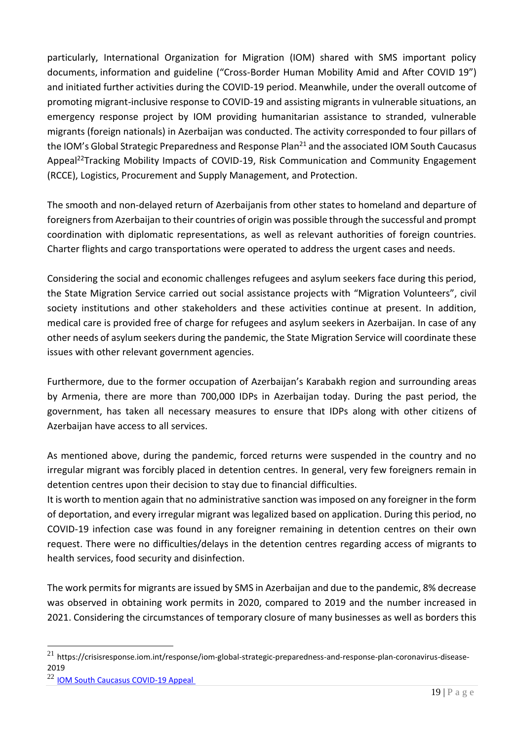particularly, International Organization for Migration (IOM) shared with SMS important policy documents, information and guideline ("Cross-Border Human Mobility Amid and After COVID 19") and initiated further activities during the COVID-19 period. Meanwhile, under the overall outcome of promoting migrant-inclusive response to COVID-19 and assisting migrants in vulnerable situations, an emergency response project by IOM providing humanitarian assistance to stranded, vulnerable migrants (foreign nationals) in Azerbaijan was conducted. The activity corresponded to four pillars of the IOM's Global Strategic Preparedness and Response Plan[21] and the associated IOM South Caucasus Appeal[22]Tracking Mobility Impacts of COVID-19, Risk Communication and Community Engagement (RCCE), Logistics, Procurement and Supply Management, and Protection.

The smooth and non-delayed return of Azerbaijanis from other states to homeland and departure of foreigners from Azerbaijan to their countries of origin was possible through the successful and prompt coordination with diplomatic representations, as well as relevant authorities of foreign countries. Charter flights and cargo transportations were operated to address the urgent cases and needs.

Considering the social and economic challenges refugees and asylum seekers face during this period, the State Migration Service carried out social assistance projects with "Migration Volunteers", civil society institutions and other stakeholders and these activities continue at present. In addition, medical care is provided free of charge for refugees and asylum seekers in Azerbaijan. In case of any other needs of asylum seekers during the pandemic, the State Migration Service will coordinate these issues with other relevant government agencies.

Furthermore, due to the former occupation of Azerbaijan's Karabakh region and surrounding areas by Armenia, there are more than 700,000 IDPs in Azerbaijan today. During the past period, the government, has taken all necessary measures to ensure that IDPs along with other citizens of Azerbaijan have access to all services.

As mentioned above, during the pandemic, forced returns were suspended in the country and no irregular migrant was forcibly placed in detention centres. In general, very few foreigners remain in detention centres upon their decision to stay due to financial difficulties.

It is worth to mention again that no administrative sanction was imposed on any foreigner in the form of deportation, and every irregular migrant was legalized based on application. During this period, no COVID-19 infection case was found in any foreigner remaining in detention centres on their own request. There were no difficulties/delays in the detention centres regarding access of migrants to health services, food security and disinfection.

The work permits for migrants are issued by SMS in Azerbaijan and due to the pandemic, 8% decrease was observed in obtaining work permits in 2020, compared to 2019 and the number increased in 2021. Considering the circumstances of temporary closure of many businesses as well as borders this

---

[21] https://crisisresponse.iom.int/response/iom-global-strategic-preparedness-and-response-plan-coronavirus-disease-2019

[22] IOM South Caucasus COVID-19 Appeal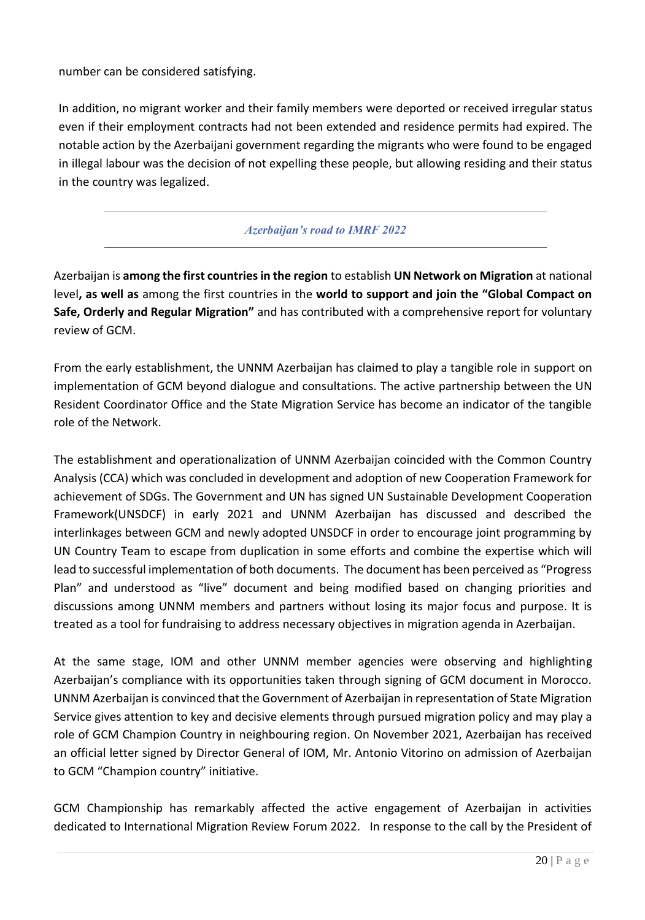number can be considered satisfying.

In addition, no migrant worker and their family members were deported or received irregular status even if their employment contracts had not been extended and residence permits had expired. The notable action by the Azerbaijani government regarding the migrants who were found to be engaged in illegal labour was the decision of not expelling these people, but allowing residing and their status in the country was legalized.

---

### *Azerbaijan's road to IMRF 2022*

---

Azerbaijan is **among the first countries in the region** to establish **UN Network on Migration** at national level**, as well as** among the first countries in the **world to support and join the "Global Compact on Safe, Orderly and Regular Migration"** and has contributed with a comprehensive report for voluntary review of GCM.

From the early establishment, the UNNM Azerbaijan has claimed to play a tangible role in support on implementation of GCM beyond dialogue and consultations. The active partnership between the UN Resident Coordinator Office and the State Migration Service has become an indicator of the tangible role of the Network.

The establishment and operationalization of UNNM Azerbaijan coincided with the Common Country Analysis (CCA) which was concluded in development and adoption of new Cooperation Framework for achievement of SDGs. The Government and UN has signed UN Sustainable Development Cooperation Framework(UNSDCF) in early 2021 and UNNM Azerbaijan has discussed and described the interlinkages between GCM and newly adopted UNSDCF in order to encourage joint programming by UN Country Team to escape from duplication in some efforts and combine the expertise which will lead to successful implementation of both documents. The document has been perceived as "Progress Plan" and understood as "live" document and being modified based on changing priorities and discussions among UNNM members and partners without losing its major focus and purpose. It is treated as a tool for fundraising to address necessary objectives in migration agenda in Azerbaijan.

At the same stage, IOM and other UNNM member agencies were observing and highlighting Azerbaijan's compliance with its opportunities taken through signing of GCM document in Morocco. UNNM Azerbaijan is convinced that the Government of Azerbaijan in representation of State Migration Service gives attention to key and decisive elements through pursued migration policy and may play a role of GCM Champion Country in neighbouring region. On November 2021, Azerbaijan has received an official letter signed by Director General of IOM, Mr. Antonio Vitorino on admission of Azerbaijan to GCM "Champion country" initiative.

GCM Championship has remarkably affected the active engagement of Azerbaijan in activities dedicated to International Migration Review Forum 2022. In response to the call by the President of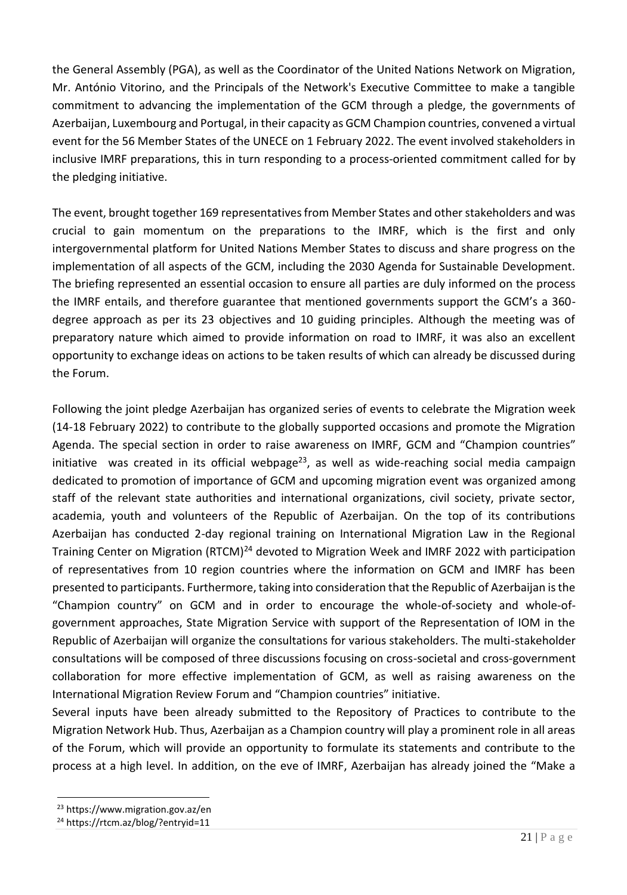the General Assembly (PGA), as well as the Coordinator of the United Nations Network on Migration, Mr. António Vitorino, and the Principals of the Network's Executive Committee to make a tangible commitment to advancing the implementation of the GCM through a pledge, the governments of Azerbaijan, Luxembourg and Portugal, in their capacity as GCM Champion countries, convened a virtual event for the 56 Member States of the UNECE on 1 February 2022. The event involved stakeholders in inclusive IMRF preparations, this in turn responding to a process-oriented commitment called for by the pledging initiative.

The event, brought together 169 representatives from Member States and other stakeholders and was crucial to gain momentum on the preparations to the IMRF, which is the first and only intergovernmental platform for United Nations Member States to discuss and share progress on the implementation of all aspects of the GCM, including the 2030 Agenda for Sustainable Development. The briefing represented an essential occasion to ensure all parties are duly informed on the process the IMRF entails, and therefore guarantee that mentioned governments support the GCM's a 360-degree approach as per its 23 objectives and 10 guiding principles. Although the meeting was of preparatory nature which aimed to provide information on road to IMRF, it was also an excellent opportunity to exchange ideas on actions to be taken results of which can already be discussed during the Forum.

Following the joint pledge Azerbaijan has organized series of events to celebrate the Migration week (14-18 February 2022) to contribute to the globally supported occasions and promote the Migration Agenda. The special section in order to raise awareness on IMRF, GCM and "Champion countries" initiative was created in its official webpage[23], as well as wide-reaching social media campaign dedicated to promotion of importance of GCM and upcoming migration event was organized among staff of the relevant state authorities and international organizations, civil society, private sector, academia, youth and volunteers of the Republic of Azerbaijan. On the top of its contributions Azerbaijan has conducted 2-day regional training on International Migration Law in the Regional Training Center on Migration (RTCM)[24] devoted to Migration Week and IMRF 2022 with participation of representatives from 10 region countries where the information on GCM and IMRF has been presented to participants. Furthermore, taking into consideration that the Republic of Azerbaijan is the "Champion country" on GCM and in order to encourage the whole-of-society and whole-of-government approaches, State Migration Service with support of the Representation of IOM in the Republic of Azerbaijan will organize the consultations for various stakeholders. The multi-stakeholder consultations will be composed of three discussions focusing on cross-societal and cross-government collaboration for more effective implementation of GCM, as well as raising awareness on the International Migration Review Forum and "Champion countries" initiative.

Several inputs have been already submitted to the Repository of Practices to contribute to the Migration Network Hub. Thus, Azerbaijan as a Champion country will play a prominent role in all areas of the Forum, which will provide an opportunity to formulate its statements and contribute to the process at a high level. In addition, on the eve of IMRF, Azerbaijan has already joined the "Make a

[23] https://www.migration.gov.az/en

[24] https://rtcm.az/blog/?entryid=11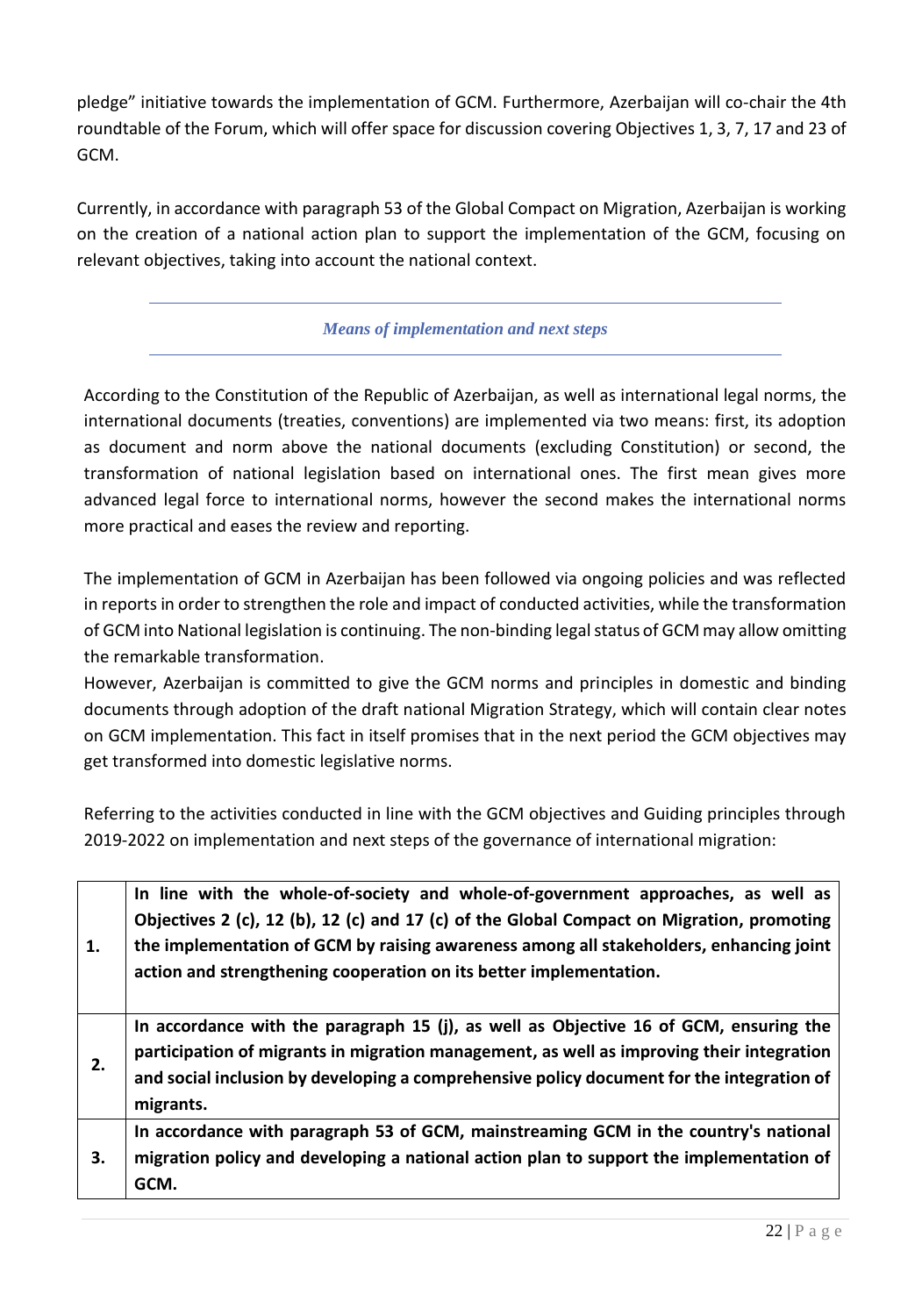pledge" initiative towards the implementation of GCM. Furthermore, Azerbaijan will co-chair the 4th roundtable of the Forum, which will offer space for discussion covering Objectives 1, 3, 7, 17 and 23 of GCM.

Currently, in accordance with paragraph 53 of the Global Compact on Migration, Azerbaijan is working on the creation of a national action plan to support the implementation of the GCM, focusing on relevant objectives, taking into account the national context.

## *Means of implementation and next steps*

According to the Constitution of the Republic of Azerbaijan, as well as international legal norms, the international documents (treaties, conventions) are implemented via two means: first, its adoption as document and norm above the national documents (excluding Constitution) or second, the transformation of national legislation based on international ones. The first mean gives more advanced legal force to international norms, however the second makes the international norms more practical and eases the review and reporting.

The implementation of GCM in Azerbaijan has been followed via ongoing policies and was reflected in reports in order to strengthen the role and impact of conducted activities, while the transformation of GCM into National legislation is continuing. The non-binding legal status of GCM may allow omitting the remarkable transformation.
However, Azerbaijan is committed to give the GCM norms and principles in domestic and binding documents through adoption of the draft national Migration Strategy, which will contain clear notes on GCM implementation. This fact in itself promises that in the next period the GCM objectives may get transformed into domestic legislative norms.

Referring to the activities conducted in line with the GCM objectives and Guiding principles through 2019-2022 on implementation and next steps of the governance of international migration:

| | |
|---|---|
| **1.** | **In line with the whole-of-society and whole-of-government approaches, as well as Objectives 2 (c), 12 (b), 12 (c) and 17 (c) of the Global Compact on Migration, promoting the implementation of GCM by raising awareness among all stakeholders, enhancing joint action and strengthening cooperation on its better implementation.** |
| **2.** | **In accordance with the paragraph 15 (j), as well as Objective 16 of GCM, ensuring the participation of migrants in migration management, as well as improving their integration and social inclusion by developing a comprehensive policy document for the integration of migrants.** |
| **3.** | **In accordance with paragraph 53 of GCM, mainstreaming GCM in the country's national migration policy and developing a national action plan to support the implementation of GCM.** |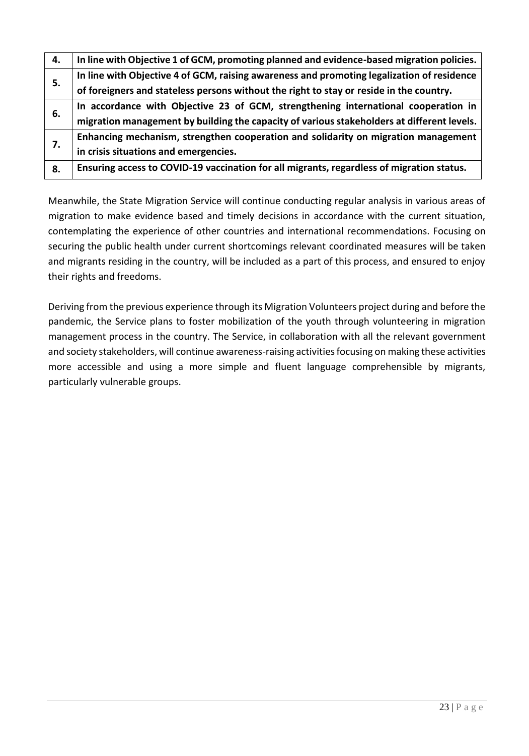| | |
|---|---|
| **4.** | **In line with Objective 1 of GCM, promoting planned and evidence-based migration policies.** |
| **5.** | **In line with Objective 4 of GCM, raising awareness and promoting legalization of residence of foreigners and stateless persons without the right to stay or reside in the country.** |
| **6.** | **In accordance with Objective 23 of GCM, strengthening international cooperation in migration management by building the capacity of various stakeholders at different levels.** |
| **7.** | **Enhancing mechanism, strengthen cooperation and solidarity on migration management in crisis situations and emergencies.** |
| **8.** | **Ensuring access to COVID-19 vaccination for all migrants, regardless of migration status.** |

Meanwhile, the State Migration Service will continue conducting regular analysis in various areas of migration to make evidence based and timely decisions in accordance with the current situation, contemplating the experience of other countries and international recommendations. Focusing on securing the public health under current shortcomings relevant coordinated measures will be taken and migrants residing in the country, will be included as a part of this process, and ensured to enjoy their rights and freedoms.

Deriving from the previous experience through its Migration Volunteers project during and before the pandemic, the Service plans to foster mobilization of the youth through volunteering in migration management process in the country. The Service, in collaboration with all the relevant government and society stakeholders, will continue awareness-raising activities focusing on making these activities more accessible and using a more simple and fluent language comprehensible by migrants, particularly vulnerable groups.